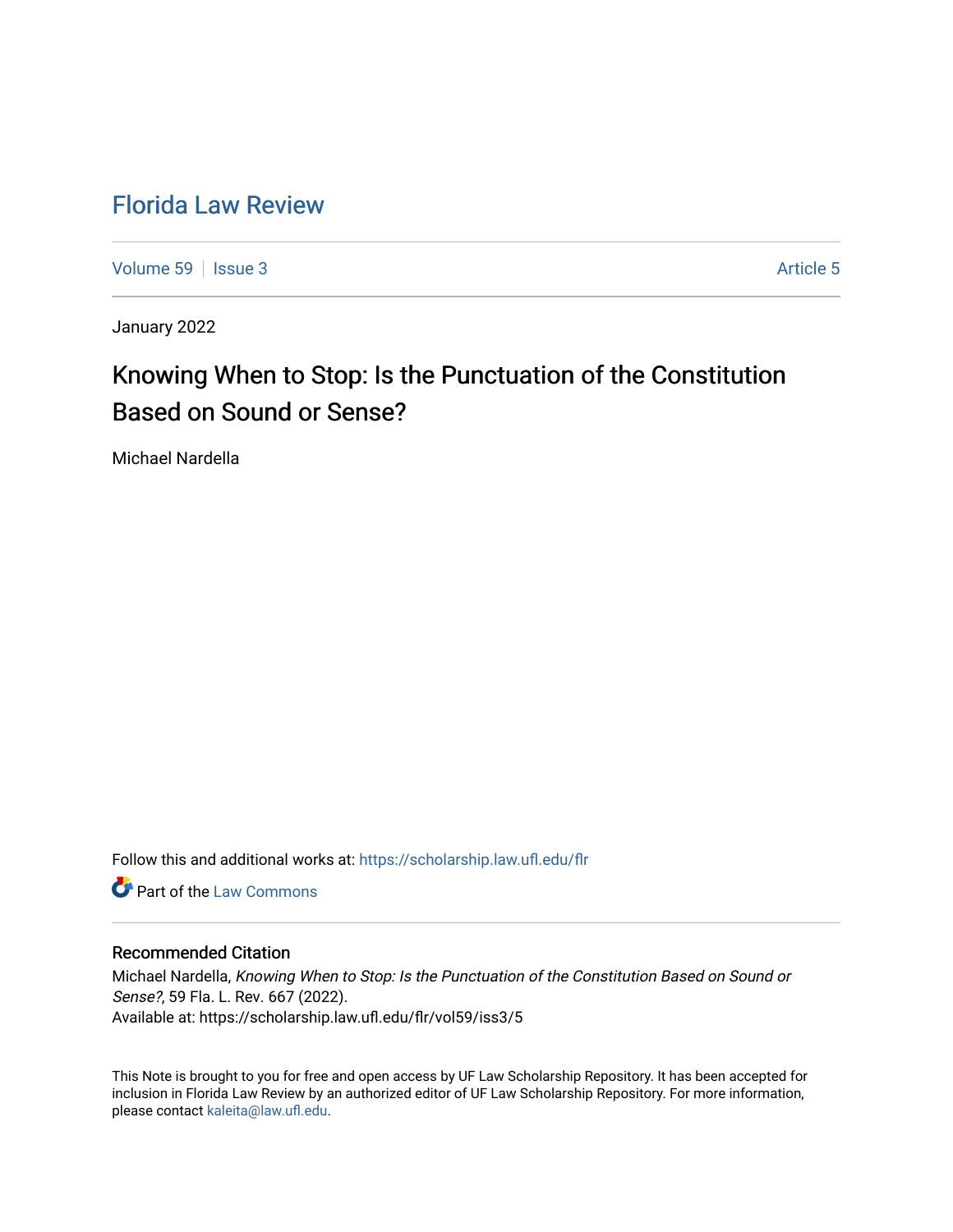# Florida Law Review

Volume 59 | Issue 3 | Article 5

January 2022

## Knowing When to Stop: Is the Punctuation of the Constitution Based on Sound or Sense?

Michael Nardella

Follow this and additional works at: https://scholarship.law.ufl.edu/flr

Part of the Law Commons

### Recommended Citation

Michael Nardella, *Knowing When to Stop: Is the Punctuation of the Constitution Based on Sound or Sense?*, 59 Fla. L. Rev. 667 (2022).
Available at: https://scholarship.law.ufl.edu/flr/vol59/iss3/5

This Note is brought to you for free and open access by UF Law Scholarship Repository. It has been accepted for inclusion in Florida Law Review by an authorized editor of UF Law Scholarship Repository. For more information, please contact kaleita@law.ufl.edu.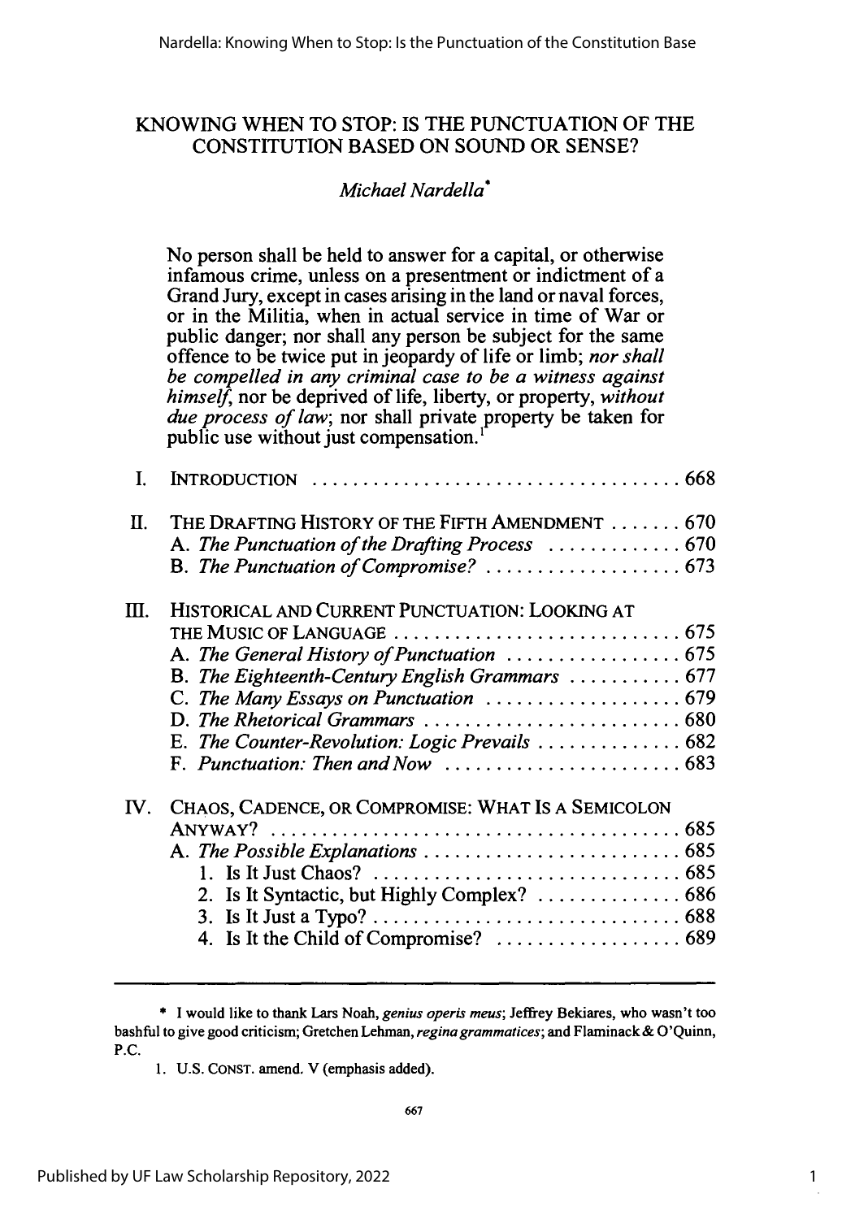# KNOWING WHEN TO STOP: IS THE PUNCTUATION OF THE CONSTITUTION BASED ON SOUND OR SENSE?

*Michael Nardella*[*]

> No person shall be held to answer for a capital, or otherwise infamous crime, unless on a presentment or indictment of a Grand Jury, except in cases arising in the land or naval forces, or in the Militia, when in actual service in time of War or public danger; nor shall any person be subject for the same offence to be twice put in jeopardy of life or limb; *nor shall be compelled in any criminal case to be a witness against himself*, nor be deprived of life, liberty, or property, *without due process of law*; nor shall private property be taken for public use without just compensation.[1]

I. INTRODUCTION ..... 668

II. THE DRAFTING HISTORY OF THE FIFTH AMENDMENT ..... 670
- A. *The Punctuation of the Drafting Process* ..... 670
- B. *The Punctuation of Compromise?* ..... 673

III. HISTORICAL AND CURRENT PUNCTUATION: LOOKING AT THE MUSIC OF LANGUAGE ..... 675
- A. *The General History of Punctuation* ..... 675
- B. *The Eighteenth-Century English Grammars* ..... 677
- C. *The Many Essays on Punctuation* ..... 679
- D. *The Rhetorical Grammars* ..... 680
- E. *The Counter-Revolution: Logic Prevails* ..... 682
- F. *Punctuation: Then and Now* ..... 683

IV. CHAOS, CADENCE, OR COMPROMISE: WHAT IS A SEMICOLON ANYWAY? ..... 685
- A. *The Possible Explanations* ..... 685
  1. Is It Just Chaos? ..... 685
  2. Is It Syntactic, but Highly Complex? ..... 686
  3. Is It Just a Typo? ..... 688
  4. Is It the Child of Compromise? ..... 689

---

[*] I would like to thank Lars Noah, *genius operis meus*; Jeffrey Bekiares, who wasn't too bashful to give good criticism; Gretchen Lehman, *regina grammatices*; and Flaminack & O'Quinn, P.C.

1. U.S. CONST. amend. V (emphasis added).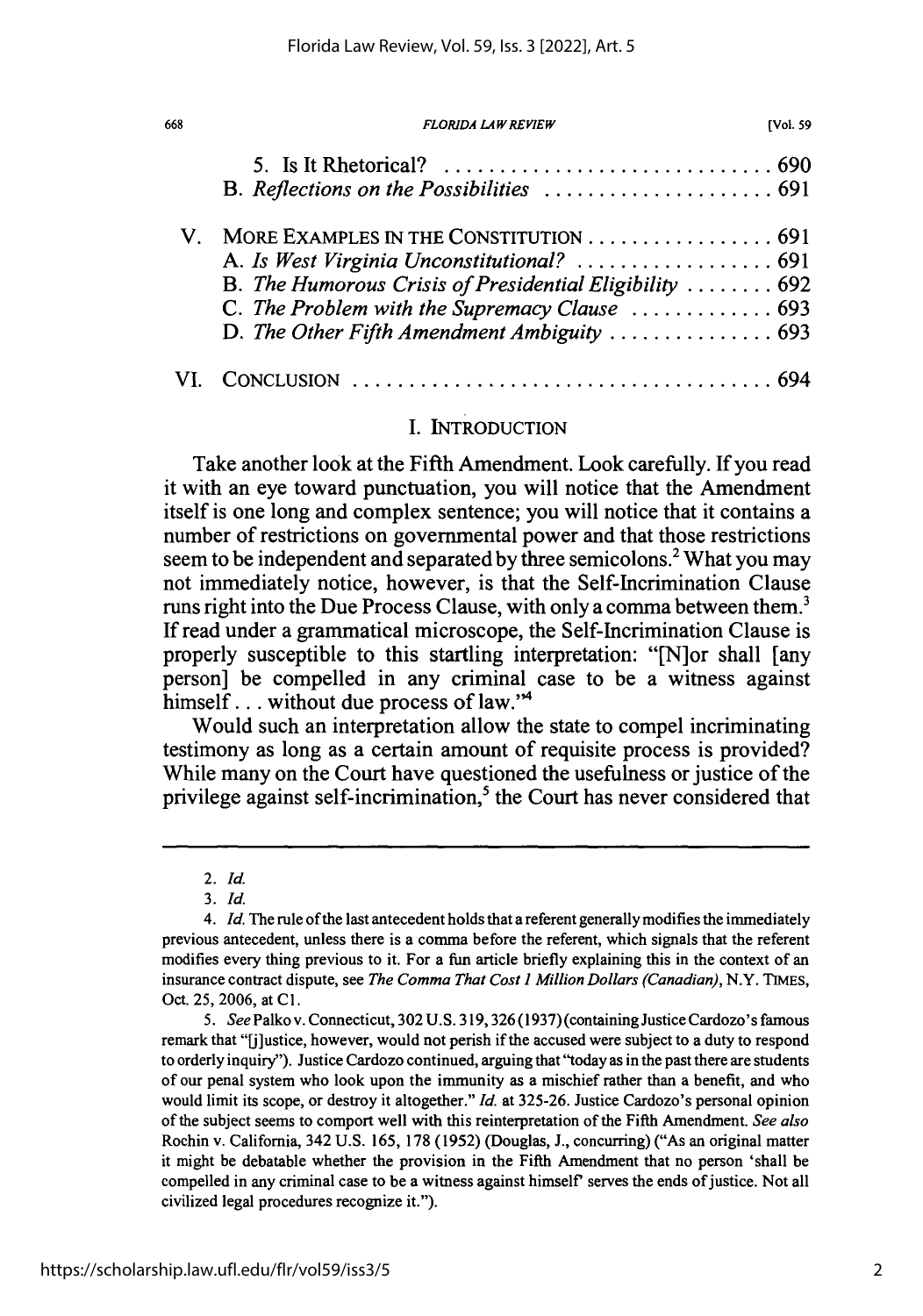5. Is It Rhetorical? .............................. 690

B. *Reflections on the Possibilities* ..................... 691

V. MORE EXAMPLES IN THE CONSTITUTION ................. 691

A. *Is West Virginia Unconstitutional?* .................. 691

B. *The Humorous Crisis of Presidential Eligibility* ........ 692

C. *The Problem with the Supremacy Clause* ............. 693

D. *The Other Fifth Amendment Ambiguity* ............... 693

VI. CONCLUSION ...................................... 694

## I. INTRODUCTION

Take another look at the Fifth Amendment. Look carefully. If you read it with an eye toward punctuation, you will notice that the Amendment itself is one long and complex sentence; you will notice that it contains a number of restrictions on governmental power and that those restrictions seem to be independent and separated by three semicolons.[2] What you may not immediately notice, however, is that the Self-Incrimination Clause runs right into the Due Process Clause, with only a comma between them.[3] If read under a grammatical microscope, the Self-Incrimination Clause is properly susceptible to this startling interpretation: "[N]or shall [any person] be compelled in any criminal case to be a witness against himself . . . without due process of law."[4]

Would such an interpretation allow the state to compel incriminating testimony as long as a certain amount of requisite process is provided? While many on the Court have questioned the usefulness or justice of the privilege against self-incrimination,[5] the Court has never considered that

---

2. *Id.*

3. *Id.*

4. *Id.* The rule of the last antecedent holds that a referent generally modifies the immediately previous antecedent, unless there is a comma before the referent, which signals that the referent modifies every thing previous to it. For a fun article briefly explaining this in the context of an insurance contract dispute, see *The Comma That Cost 1 Million Dollars (Canadian)*, N.Y. TIMES, Oct. 25, 2006, at C1.

5. *See* Palko v. Connecticut, 302 U.S. 319, 326 (1937) (containing Justice Cardozo's famous remark that "[j]ustice, however, would not perish if the accused were subject to a duty to respond to orderly inquiry"). Justice Cardozo continued, arguing that "today as in the past there are students of our penal system who look upon the immunity as a mischief rather than a benefit, and who would limit its scope, or destroy it altogether." *Id.* at 325-26. Justice Cardozo's personal opinion of the subject seems to comport well with this reinterpretation of the Fifth Amendment. *See also* Rochin v. California, 342 U.S. 165, 178 (1952) (Douglas, J., concurring) ("As an original matter it might be debatable whether the provision in the Fifth Amendment that no person 'shall be compelled in any criminal case to be a witness against himself' serves the ends of justice. Not all civilized legal procedures recognize it.").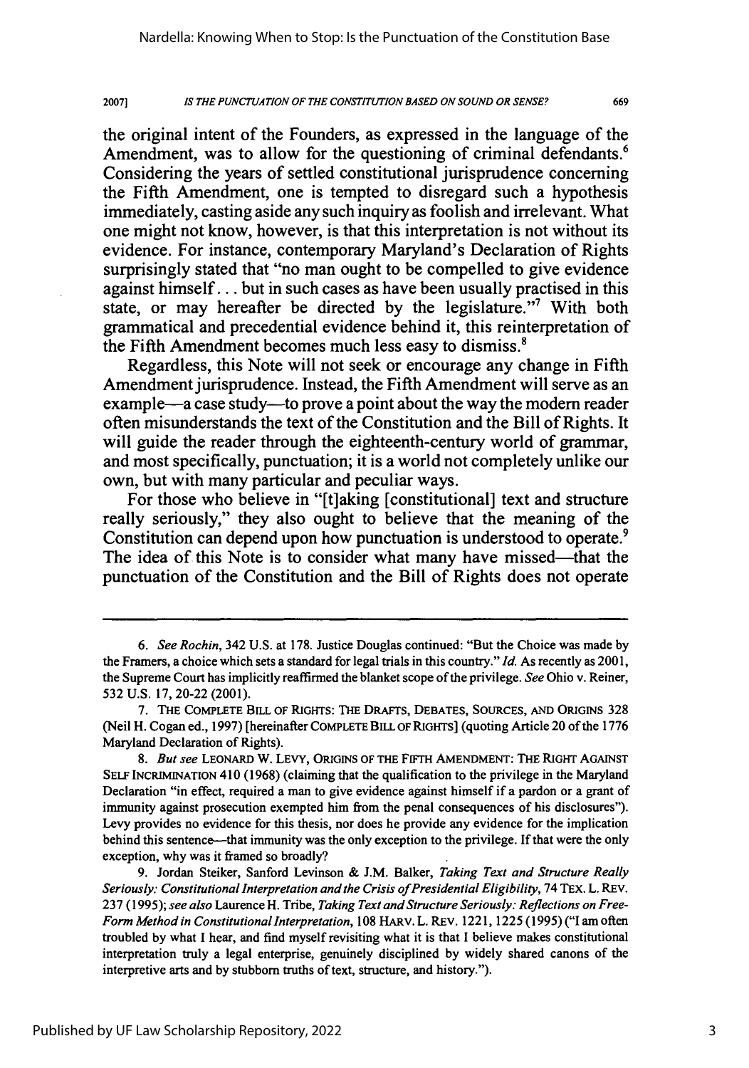the original intent of the Founders, as expressed in the language of the Amendment, was to allow for the questioning of criminal defendants.[6] Considering the years of settled constitutional jurisprudence concerning the Fifth Amendment, one is tempted to disregard such a hypothesis immediately, casting aside any such inquiry as foolish and irrelevant. What one might not know, however, is that this interpretation is not without its evidence. For instance, contemporary Maryland's Declaration of Rights surprisingly stated that "no man ought to be compelled to give evidence against himself . . . but in such cases as have been usually practised in this state, or may hereafter be directed by the legislature."[7] With both grammatical and precedential evidence behind it, this reinterpretation of the Fifth Amendment becomes much less easy to dismiss.[8]

Regardless, this Note will not seek or encourage any change in Fifth Amendment jurisprudence. Instead, the Fifth Amendment will serve as an example—a case study—to prove a point about the way the modern reader often misunderstands the text of the Constitution and the Bill of Rights. It will guide the reader through the eighteenth-century world of grammar, and most specifically, punctuation; it is a world not completely unlike our own, but with many particular and peculiar ways.

For those who believe in "[t]aking [constitutional] text and structure really seriously," they also ought to believe that the meaning of the Constitution can depend upon how punctuation is understood to operate.[9] The idea of this Note is to consider what many have missed—that the punctuation of the Constitution and the Bill of Rights does not operate

---

6. *See Rochin*, 342 U.S. at 178. Justice Douglas continued: "But the Choice was made by the Framers, a choice which sets a standard for legal trials in this country." *Id.* As recently as 2001, the Supreme Court has implicitly reaffirmed the blanket scope of the privilege. *See* Ohio v. Reiner, 532 U.S. 17, 20-22 (2001).

7. THE COMPLETE BILL OF RIGHTS: THE DRAFTS, DEBATES, SOURCES, AND ORIGINS 328 (Neil H. Cogan ed., 1997) [hereinafter COMPLETE BILL OF RIGHTS] (quoting Article 20 of the 1776 Maryland Declaration of Rights).

8. *But see* LEONARD W. LEVY, ORIGINS OF THE FIFTH AMENDMENT: THE RIGHT AGAINST SELF INCRIMINATION 410 (1968) (claiming that the qualification to the privilege in the Maryland Declaration "in effect, required a man to give evidence against himself if a pardon or a grant of immunity against prosecution exempted him from the penal consequences of his disclosures"). Levy provides no evidence for this thesis, nor does he provide any evidence for the implication behind this sentence—that immunity was the only exception to the privilege. If that were the only exception, why was it framed so broadly?

9. Jordan Steiker, Sanford Levinson & J.M. Balker, *Taking Text and Structure Really Seriously: Constitutional Interpretation and the Crisis of Presidential Eligibility*, 74 TEX. L. REV. 237 (1995); *see also* Laurence H. Tribe, *Taking Text and Structure Seriously: Reflections on Free-Form Method in Constitutional Interpretation*, 108 HARV. L. REV. 1221, 1225 (1995) ("I am often troubled by what I hear, and find myself revisiting what it is that I believe makes constitutional interpretation truly a legal enterprise, genuinely disciplined by widely shared canons of the interpretive arts and by stubborn truths of text, structure, and history.").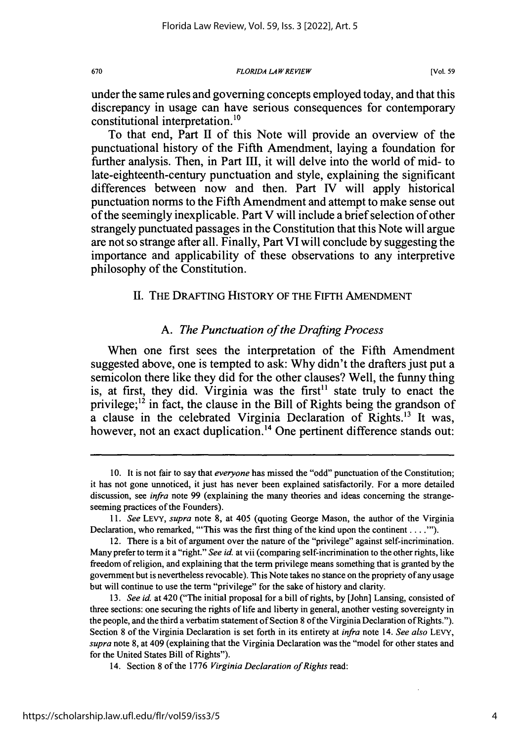under the same rules and governing concepts employed today, and that this discrepancy in usage can have serious consequences for contemporary constitutional interpretation.[10]

To that end, Part II of this Note will provide an overview of the punctuational history of the Fifth Amendment, laying a foundation for further analysis. Then, in Part III, it will delve into the world of mid- to late-eighteenth-century punctuation and style, explaining the significant differences between now and then. Part IV will apply historical punctuation norms to the Fifth Amendment and attempt to make sense out of the seemingly inexplicable. Part V will include a brief selection of other strangely punctuated passages in the Constitution that this Note will argue are not so strange after all. Finally, Part VI will conclude by suggesting the importance and applicability of these observations to any interpretive philosophy of the Constitution.

## II. THE DRAFTING HISTORY OF THE FIFTH AMENDMENT

### A. *The Punctuation of the Drafting Process*

When one first sees the interpretation of the Fifth Amendment suggested above, one is tempted to ask: Why didn't the drafters just put a semicolon there like they did for the other clauses? Well, the funny thing is, at first, they did. Virginia was the first[11] state truly to enact the privilege;[12] in fact, the clause in the Bill of Rights being the grandson of a clause in the celebrated Virginia Declaration of Rights.[13] It was, however, not an exact duplication.[14] One pertinent difference stands out:

---

10. It is not fair to say that *everyone* has missed the "odd" punctuation of the Constitution; it has not gone unnoticed, it just has never been explained satisfactorily. For a more detailed discussion, see *infra* note 99 (explaining the many theories and ideas concerning the strange-seeming practices of the Founders).

11. *See* LEVY, *supra* note 8, at 405 (quoting George Mason, the author of the Virginia Declaration, who remarked, "'This was the first thing of the kind upon the continent . . . .'").

12. There is a bit of argument over the nature of the "privilege" against self-incrimination. Many prefer to term it a "right." *See id.* at vii (comparing self-incrimination to the other rights, like freedom of religion, and explaining that the term privilege means something that is granted by the government but is nevertheless revocable). This Note takes no stance on the propriety of any usage but will continue to use the term "privilege" for the sake of history and clarity.

13. *See id.* at 420 ("The initial proposal for a bill of rights, by [John] Lansing, consisted of three sections: one securing the rights of life and liberty in general, another vesting sovereignty in the people, and the third a verbatim statement of Section 8 of the Virginia Declaration of Rights."). Section 8 of the Virginia Declaration is set forth in its entirety at *infra* note 14. *See also* LEVY, *supra* note 8, at 409 (explaining that the Virginia Declaration was the "model for other states and for the United States Bill of Rights").

14. Section 8 of the 1776 *Virginia Declaration of Rights* read: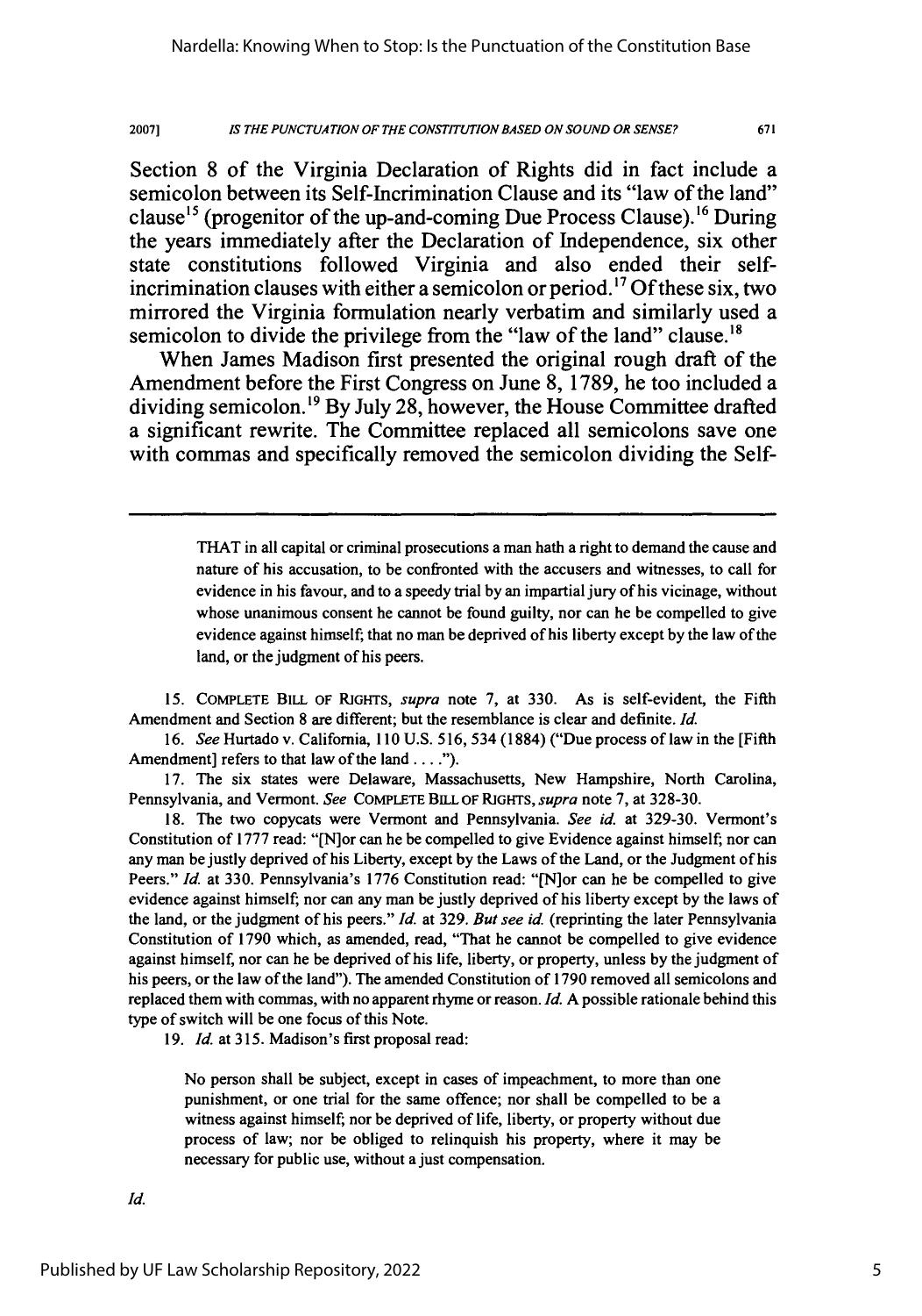Section 8 of the Virginia Declaration of Rights did in fact include a semicolon between its Self-Incrimination Clause and its "law of the land" clause[15] (progenitor of the up-and-coming Due Process Clause).[16] During the years immediately after the Declaration of Independence, six other state constitutions followed Virginia and also ended their self-incrimination clauses with either a semicolon or period.[17] Of these six, two mirrored the Virginia formulation nearly verbatim and similarly used a semicolon to divide the privilege from the "law of the land" clause.[18]

When James Madison first presented the original rough draft of the Amendment before the First Congress on June 8, 1789, he too included a dividing semicolon.[19] By July 28, however, the House Committee drafted a significant rewrite. The Committee replaced all semicolons save one with commas and specifically removed the semicolon dividing the Self-

---

> THAT in all capital or criminal prosecutions a man hath a right to demand the cause and nature of his accusation, to be confronted with the accusers and witnesses, to call for evidence in his favour, and to a speedy trial by an impartial jury of his vicinage, without whose unanimous consent he cannot be found guilty, nor can he be compelled to give evidence against himself; that no man be deprived of his liberty except by the law of the land, or the judgment of his peers.

15. COMPLETE BILL OF RIGHTS, *supra* note 7, at 330. As is self-evident, the Fifth Amendment and Section 8 are different; but the resemblance is clear and definite. *Id.*

16. *See* Hurtado v. California, 110 U.S. 516, 534 (1884) ("Due process of law in the [Fifth Amendment] refers to that law of the land . . . .").

17. The six states were Delaware, Massachusetts, New Hampshire, North Carolina, Pennsylvania, and Vermont. *See* COMPLETE BILL OF RIGHTS, *supra* note 7, at 328-30.

18. The two copycats were Vermont and Pennsylvania. *See id.* at 329-30. Vermont's Constitution of 1777 read: "[N]or can he be compelled to give Evidence against himself; nor can any man be justly deprived of his Liberty, except by the Laws of the Land, or the Judgment of his Peers." *Id.* at 330. Pennsylvania's 1776 Constitution read: "[N]or can he be compelled to give evidence against himself; nor can any man be justly deprived of his liberty except by the laws of the land, or the judgment of his peers." *Id.* at 329. *But see id.* (reprinting the later Pennsylvania Constitution of 1790 which, as amended, read, "That he cannot be compelled to give evidence against himself, nor can he be deprived of his life, liberty, or property, unless by the judgment of his peers, or the law of the land"). The amended Constitution of 1790 removed all semicolons and replaced them with commas, with no apparent rhyme or reason. *Id.* A possible rationale behind this type of switch will be one focus of this Note.

19. *Id.* at 315. Madison's first proposal read:

> No person shall be subject, except in cases of impeachment, to more than one punishment, or one trial for the same offence; nor shall be compelled to be a witness against himself; nor be deprived of life, liberty, or property without due process of law; nor be obliged to relinquish his property, where it may be necessary for public use, without a just compensation.

*Id.*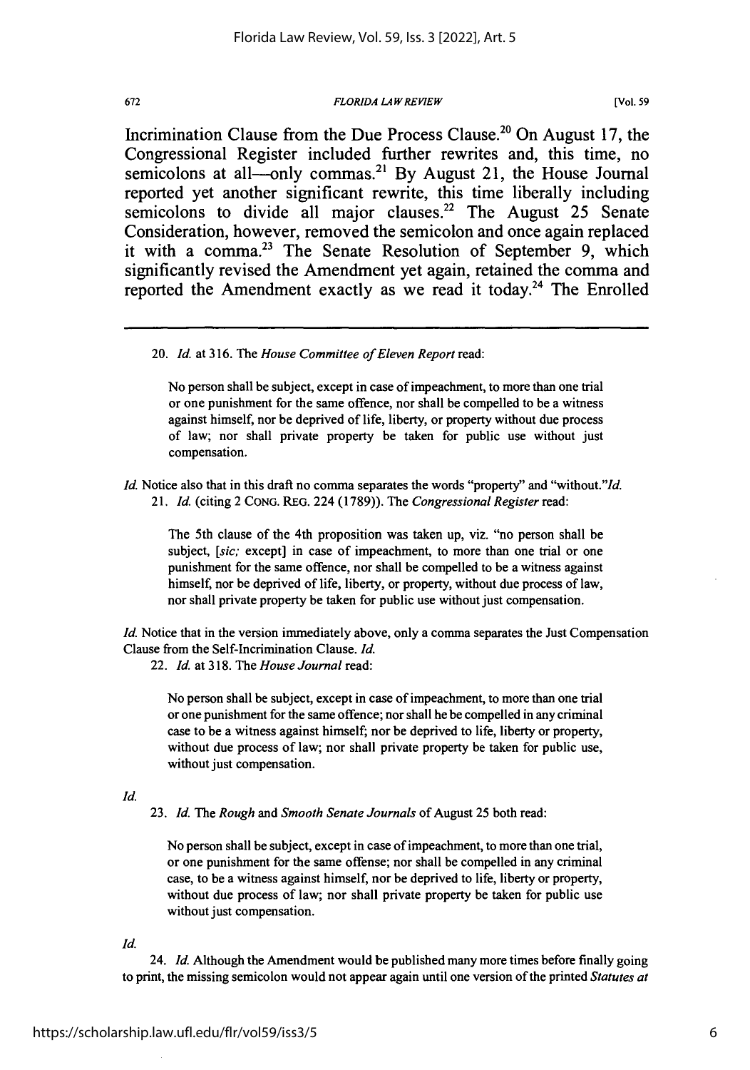Incrimination Clause from the Due Process Clause.[20] On August 17, the Congressional Register included further rewrites and, this time, no semicolons at all—only commas.[21] By August 21, the House Journal reported yet another significant rewrite, this time liberally including semicolons to divide all major clauses.[22] The August 25 Senate Consideration, however, removed the semicolon and once again replaced it with a comma.[23] The Senate Resolution of September 9, which significantly revised the Amendment yet again, retained the comma and reported the Amendment exactly as we read it today.[24] The Enrolled

---

20. *Id.* at 316. The *House Committee of Eleven Report* read:

> No person shall be subject, except in case of impeachment, to more than one trial or one punishment for the same offence, nor shall be compelled to be a witness against himself, nor be deprived of life, liberty, or property without due process of law; nor shall private property be taken for public use without just compensation.

*Id.* Notice also that in this draft no comma separates the words "property" and "without."*Id.*

21. *Id.* (citing 2 CONG. REG. 224 (1789)). The *Congressional Register* read:

> The 5th clause of the 4th proposition was taken up, viz. "no person shall be subject, [*sic;* except] in case of impeachment, to more than one trial or one punishment for the same offence, nor shall be compelled to be a witness against himself, nor be deprived of life, liberty, or property, without due process of law, nor shall private property be taken for public use without just compensation.

*Id.* Notice that in the version immediately above, only a comma separates the Just Compensation Clause from the Self-Incrimination Clause. *Id.*

22. *Id.* at 318. The *House Journal* read:

> No person shall be subject, except in case of impeachment, to more than one trial or one punishment for the same offence; nor shall he be compelled in any criminal case to be a witness against himself; nor be deprived to life, liberty or property, without due process of law; nor shall private property be taken for public use, without just compensation.

*Id.*

23. *Id.* The *Rough* and *Smooth Senate Journals* of August 25 both read:

> No person shall be subject, except in case of impeachment, to more than one trial, or one punishment for the same offense; nor shall be compelled in any criminal case, to be a witness against himself, nor be deprived to life, liberty or property, without due process of law; nor shall private property be taken for public use without just compensation.

*Id.*

24. *Id.* Although the Amendment would be published many more times before finally going to print, the missing semicolon would not appear again until one version of the printed *Statutes at*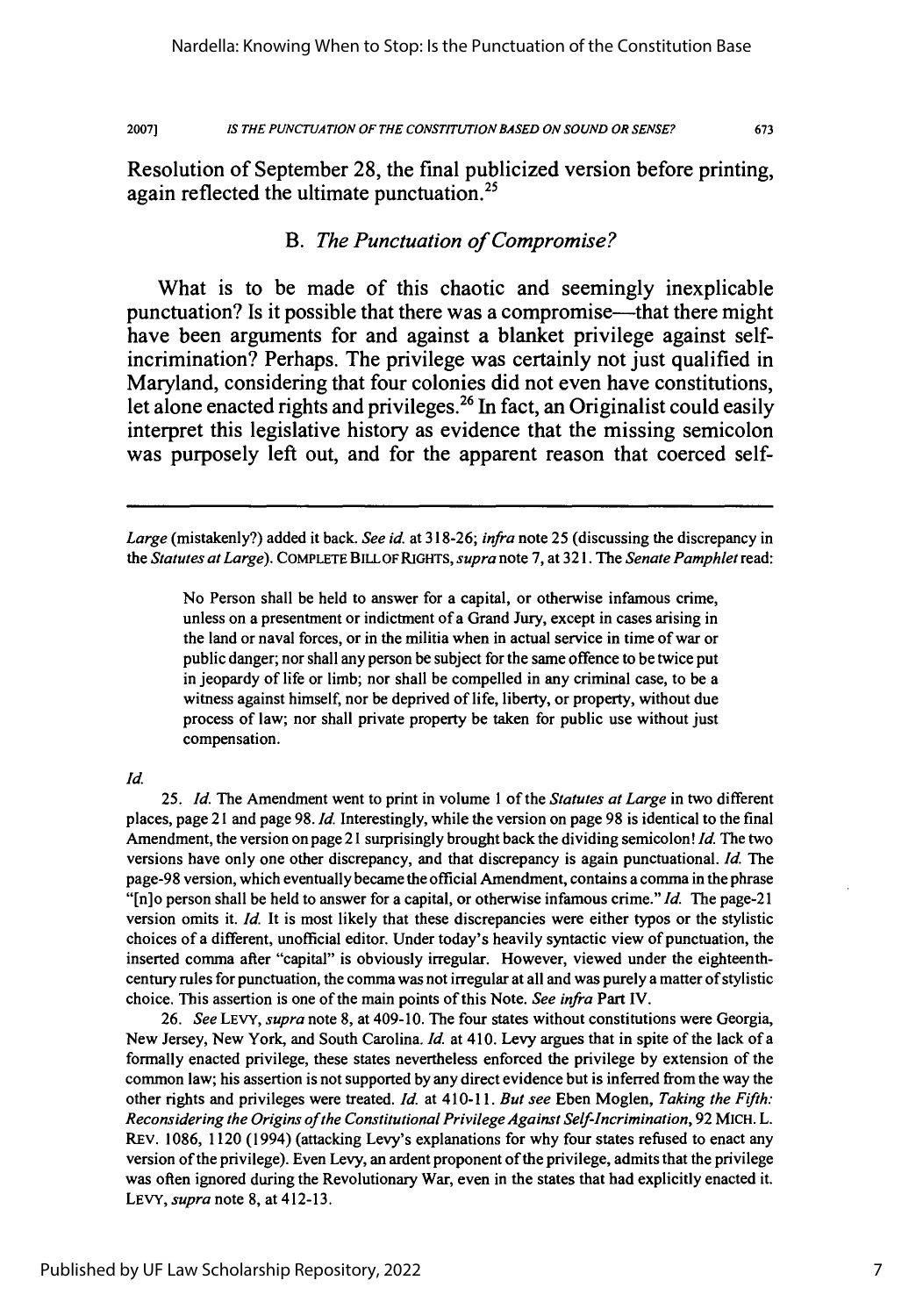Resolution of September 28, the final publicized version before printing, again reflected the ultimate punctuation.[25]

### B. *The Punctuation of Compromise?*

What is to be made of this chaotic and seemingly inexplicable punctuation? Is it possible that there was a compromise—that there might have been arguments for and against a blanket privilege against self-incrimination? Perhaps. The privilege was certainly not just qualified in Maryland, considering that four colonies did not even have constitutions, let alone enacted rights and privileges.[26] In fact, an Originalist could easily interpret this legislative history as evidence that the missing semicolon was purposely left out, and for the apparent reason that coerced self-

---

*Large* (mistakenly?) added it back. *See id.* at 318-26; *infra* note 25 (discussing the discrepancy in the *Statutes at Large*). COMPLETE BILL OF RIGHTS, *supra* note 7, at 321. The *Senate Pamphlet* read:

> No Person shall be held to answer for a capital, or otherwise infamous crime, unless on a presentment or indictment of a Grand Jury, except in cases arising in the land or naval forces, or in the militia when in actual service in time of war or public danger; nor shall any person be subject for the same offence to be twice put in jeopardy of life or limb; nor shall be compelled in any criminal case, to be a witness against himself, nor be deprived of life, liberty, or property, without due process of law; nor shall private property be taken for public use without just compensation.

*Id.*

25. *Id.* The Amendment went to print in volume 1 of the *Statutes at Large* in two different places, page 21 and page 98. *Id.* Interestingly, while the version on page 98 is identical to the final Amendment, the version on page 21 surprisingly brought back the dividing semicolon! *Id.* The two versions have only one other discrepancy, and that discrepancy is again punctuational. *Id.* The page-98 version, which eventually became the official Amendment, contains a comma in the phrase "[n]o person shall be held to answer for a capital, or otherwise infamous crime." *Id.* The page-21 version omits it. *Id.* It is most likely that these discrepancies were either typos or the stylistic choices of a different, unofficial editor. Under today's heavily syntactic view of punctuation, the inserted comma after "capital" is obviously irregular. However, viewed under the eighteenth-century rules for punctuation, the comma was not irregular at all and was purely a matter of stylistic choice. This assertion is one of the main points of this Note. *See infra* Part IV.

26. *See* LEVY, *supra* note 8, at 409-10. The four states without constitutions were Georgia, New Jersey, New York, and South Carolina. *Id.* at 410. Levy argues that in spite of the lack of a formally enacted privilege, these states nevertheless enforced the privilege by extension of the common law; his assertion is not supported by any direct evidence but is inferred from the way the other rights and privileges were treated. *Id.* at 410-11. *But see* Eben Moglen, *Taking the Fifth: Reconsidering the Origins of the Constitutional Privilege Against Self-Incrimination*, 92 MICH. L. REV. 1086, 1120 (1994) (attacking Levy's explanations for why four states refused to enact any version of the privilege). Even Levy, an ardent proponent of the privilege, admits that the privilege was often ignored during the Revolutionary War, even in the states that had explicitly enacted it. LEVY, *supra* note 8, at 412-13.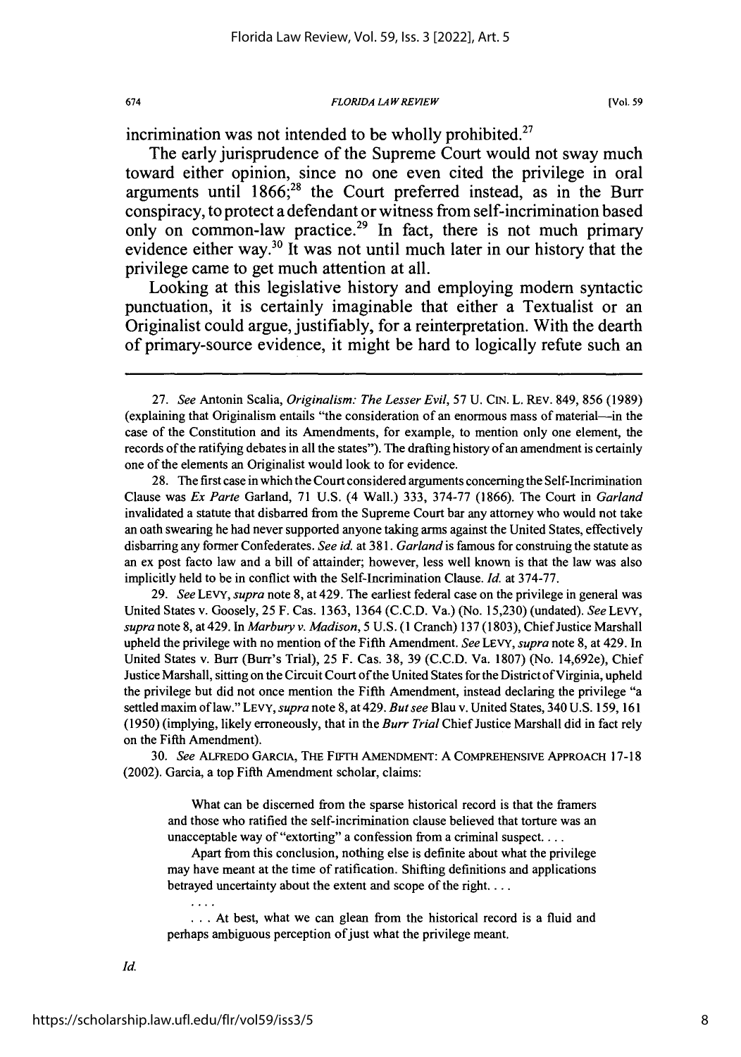incrimination was not intended to be wholly prohibited.[27]

The early jurisprudence of the Supreme Court would not sway much toward either opinion, since no one even cited the privilege in oral arguments until 1866;[28] the Court preferred instead, as in the Burr conspiracy, to protect a defendant or witness from self-incrimination based only on common-law practice.[29] In fact, there is not much primary evidence either way.[30] It was not until much later in our history that the privilege came to get much attention at all.

Looking at this legislative history and employing modern syntactic punctuation, it is certainly imaginable that either a Textualist or an Originalist could argue, justifiably, for a reinterpretation. With the dearth of primary-source evidence, it might be hard to logically refute such an

---

27. *See* Antonin Scalia, *Originalism: The Lesser Evil*, 57 U. CIN. L. REV. 849, 856 (1989) (explaining that Originalism entails "the consideration of an enormous mass of material—in the case of the Constitution and its Amendments, for example, to mention only one element, the records of the ratifying debates in all the states"). The drafting history of an amendment is certainly one of the elements an Originalist would look to for evidence.

28. The first case in which the Court considered arguments concerning the Self-Incrimination Clause was *Ex Parte* Garland, 71 U.S. (4 Wall.) 333, 374-77 (1866). The Court in *Garland* invalidated a statute that disbarred from the Supreme Court bar any attorney who would not take an oath swearing he had never supported anyone taking arms against the United States, effectively disbarring any former Confederates. *See id.* at 381. *Garland* is famous for construing the statute as an ex post facto law and a bill of attainder; however, less well known is that the law was also implicitly held to be in conflict with the Self-Incrimination Clause. *Id.* at 374-77.

29. *See* LEVY, *supra* note 8, at 429. The earliest federal case on the privilege in general was United States v. Goosely, 25 F. Cas. 1363, 1364 (C.C.D. Va.) (No. 15,230) (undated). *See* LEVY, *supra* note 8, at 429. In *Marbury v. Madison*, 5 U.S. (1 Cranch) 137 (1803), Chief Justice Marshall upheld the privilege with no mention of the Fifth Amendment. *See* LEVY, *supra* note 8, at 429. In United States v. Burr (Burr's Trial), 25 F. Cas. 38, 39 (C.C.D. Va. 1807) (No. 14,692e), Chief Justice Marshall, sitting on the Circuit Court of the United States for the District of Virginia, upheld the privilege but did not once mention the Fifth Amendment, instead declaring the privilege "a settled maxim of law." LEVY, *supra* note 8, at 429. *But see* Blau v. United States, 340 U.S. 159, 161 (1950) (implying, likely erroneously, that in the *Burr Trial* Chief Justice Marshall did in fact rely on the Fifth Amendment).

30. *See* ALFREDO GARCIA, THE FIFTH AMENDMENT: A COMPREHENSIVE APPROACH 17-18 (2002). Garcia, a top Fifth Amendment scholar, claims:

> What can be discerned from the sparse historical record is that the framers and those who ratified the self-incrimination clause believed that torture was an unacceptable way of "extorting" a confession from a criminal suspect. . . .
>
> Apart from this conclusion, nothing else is definite about what the privilege may have meant at the time of ratification. Shifting definitions and applications betrayed uncertainty about the extent and scope of the right. . . .
>
> . . . .
>
> . . . At best, what we can glean from the historical record is a fluid and perhaps ambiguous perception of just what the privilege meant.

*Id.*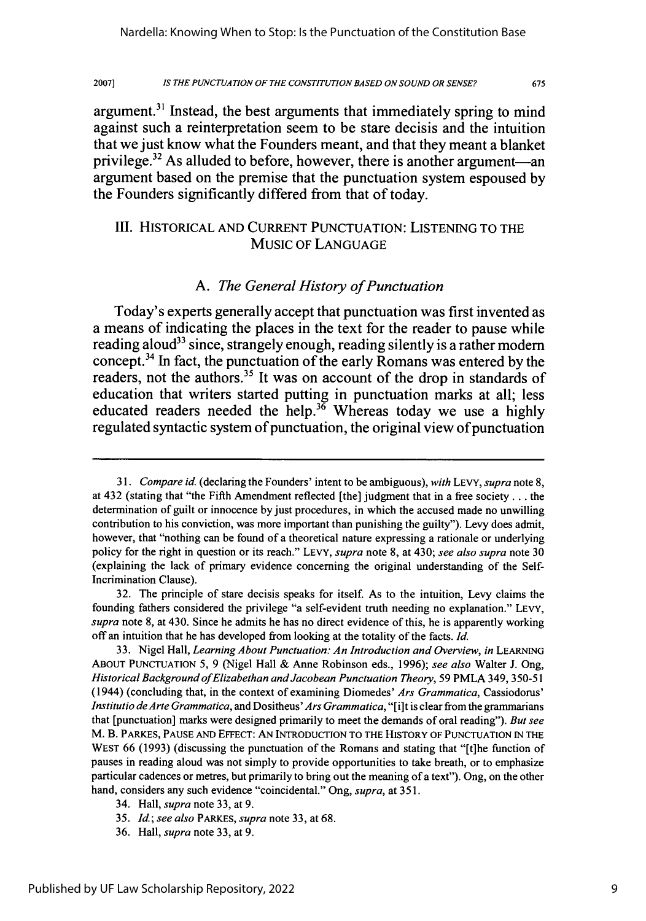argument.[31] Instead, the best arguments that immediately spring to mind against such a reinterpretation seem to be stare decisis and the intuition that we just know what the Founders meant, and that they meant a blanket privilege.[32] As alluded to before, however, there is another argument—an argument based on the premise that the punctuation system espoused by the Founders significantly differed from that of today.

## III. HISTORICAL AND CURRENT PUNCTUATION: LISTENING TO THE MUSIC OF LANGUAGE

### A. *The General History of Punctuation*

Today's experts generally accept that punctuation was first invented as a means of indicating the places in the text for the reader to pause while reading aloud[33] since, strangely enough, reading silently is a rather modern concept.[34] In fact, the punctuation of the early Romans was entered by the readers, not the authors.[35] It was on account of the drop in standards of education that writers started putting in punctuation marks at all; less educated readers needed the help.[36] Whereas today we use a highly regulated syntactic system of punctuation, the original view of punctuation

---

31. *Compare id.* (declaring the Founders' intent to be ambiguous), *with* LEVY, *supra* note 8, at 432 (stating that "the Fifth Amendment reflected [the] judgment that in a free society . . . the determination of guilt or innocence by just procedures, in which the accused made no unwilling contribution to his conviction, was more important than punishing the guilty"). Levy does admit, however, that "nothing can be found of a theoretical nature expressing a rationale or underlying policy for the right in question or its reach." LEVY, *supra* note 8, at 430; *see also supra* note 30 (explaining the lack of primary evidence concerning the original understanding of the Self-Incrimination Clause).

32. The principle of stare decisis speaks for itself. As to the intuition, Levy claims the founding fathers considered the privilege "a self-evident truth needing no explanation." LEVY, *supra* note 8, at 430. Since he admits he has no direct evidence of this, he is apparently working off an intuition that he has developed from looking at the totality of the facts. *Id.*

33. Nigel Hall, *Learning About Punctuation: An Introduction and Overview*, *in* LEARNING ABOUT PUNCTUATION 5, 9 (Nigel Hall & Anne Robinson eds., 1996); *see also* Walter J. Ong, *Historical Background of Elizabethan and Jacobean Punctuation Theory*, 59 PMLA 349, 350-51 (1944) (concluding that, in the context of examining Diomedes' *Ars Grammatica*, Cassiodorus' *Institutio de Arte Grammatica*, and Dositheus' *Ars Grammatica*, "[i]t is clear from the grammarians that [punctuation] marks were designed primarily to meet the demands of oral reading"). *But see* M. B. PARKES, PAUSE AND EFFECT: AN INTRODUCTION TO THE HISTORY OF PUNCTUATION IN THE WEST 66 (1993) (discussing the punctuation of the Romans and stating that "[t]he function of pauses in reading aloud was not simply to provide opportunities to take breath, or to emphasize particular cadences or metres, but primarily to bring out the meaning of a text"). Ong, on the other hand, considers any such evidence "coincidental." Ong, *supra*, at 351.

34. Hall, *supra* note 33, at 9.

35. *Id.*; *see also* PARKES, *supra* note 33, at 68.

36. Hall, *supra* note 33, at 9.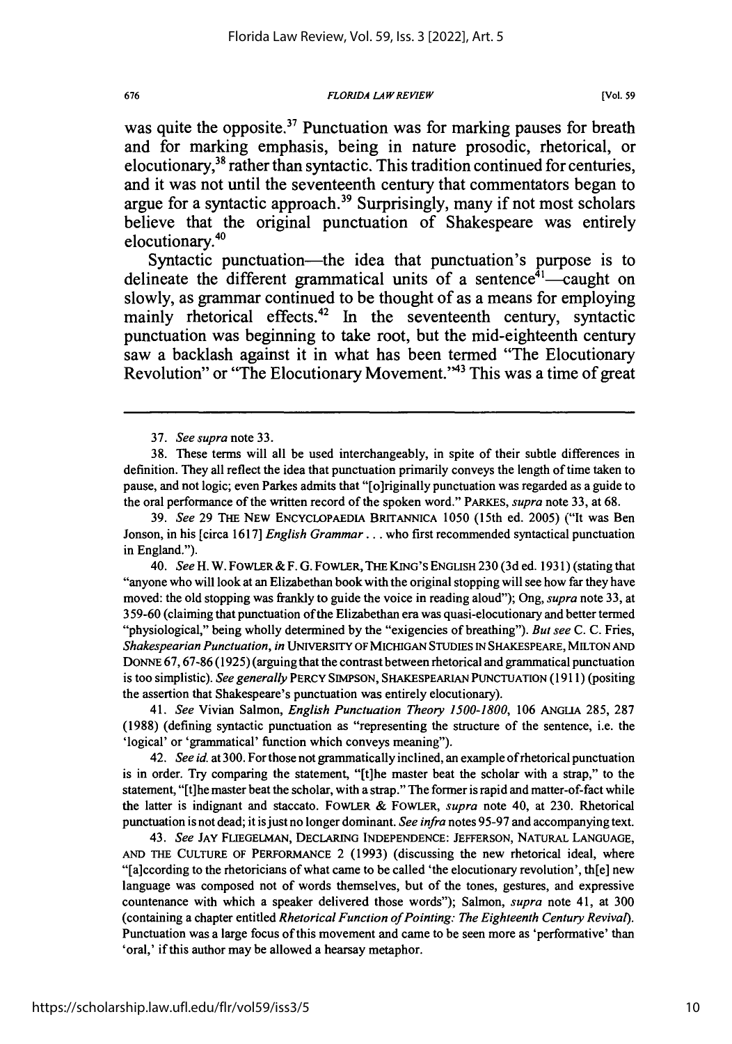was quite the opposite.[37] Punctuation was for marking pauses for breath and for marking emphasis, being in nature prosodic, rhetorical, or elocutionary,[38] rather than syntactic. This tradition continued for centuries, and it was not until the seventeenth century that commentators began to argue for a syntactic approach.[39] Surprisingly, many if not most scholars believe that the original punctuation of Shakespeare was entirely elocutionary.[40]

Syntactic punctuation—the idea that punctuation's purpose is to delineate the different grammatical units of a sentence[41]—caught on slowly, as grammar continued to be thought of as a means for employing mainly rhetorical effects.[42] In the seventeenth century, syntactic punctuation was beginning to take root, but the mid-eighteenth century saw a backlash against it in what has been termed "The Elocutionary Revolution" or "The Elocutionary Movement."[43] This was a time of great

---

37. *See supra* note 33.

38. These terms will all be used interchangeably, in spite of their subtle differences in definition. They all reflect the idea that punctuation primarily conveys the length of time taken to pause, and not logic; even Parkes admits that "[o]riginally punctuation was regarded as a guide to the oral performance of the written record of the spoken word." PARKES, *supra* note 33, at 68.

39. *See* 29 THE NEW ENCYCLOPAEDIA BRITANNICA 1050 (15th ed. 2005) ("It was Ben Jonson, in his [circa 1617] *English Grammar* . . . who first recommended syntactical punctuation in England.").

40. *See* H. W. FOWLER & F. G. FOWLER, THE KING'S ENGLISH 230 (3d ed. 1931) (stating that "anyone who will look at an Elizabethan book with the original stopping will see how far they have moved: the old stopping was frankly to guide the voice in reading aloud"); Ong, *supra* note 33, at 359-60 (claiming that punctuation of the Elizabethan era was quasi-elocutionary and better termed "physiological," being wholly determined by the "exigencies of breathing"). *But see* C. C. Fries, *Shakespearian Punctuation*, *in* UNIVERSITY OF MICHIGAN STUDIES IN SHAKESPEARE, MILTON AND DONNE 67, 67-86 (1925) (arguing that the contrast between rhetorical and grammatical punctuation is too simplistic). *See generally* PERCY SIMPSON, SHAKESPEARIAN PUNCTUATION (1911) (positing the assertion that Shakespeare's punctuation was entirely elocutionary).

41. *See* Vivian Salmon, *English Punctuation Theory 1500-1800*, 106 ANGLIA 285, 287 (1988) (defining syntactic punctuation as "representing the structure of the sentence, i.e. the 'logical' or 'grammatical' function which conveys meaning").

42. *See id.* at 300. For those not grammatically inclined, an example of rhetorical punctuation is in order. Try comparing the statement, "[t]he master beat the scholar with a strap," to the statement, "[t]he master beat the scholar, with a strap." The former is rapid and matter-of-fact while the latter is indignant and staccato. FOWLER & FOWLER, *supra* note 40, at 230. Rhetorical punctuation is not dead; it is just no longer dominant. *See infra* notes 95-97 and accompanying text.

43. *See* JAY FLIEGELMAN, DECLARING INDEPENDENCE: JEFFERSON, NATURAL LANGUAGE, AND THE CULTURE OF PERFORMANCE 2 (1993) (discussing the new rhetorical ideal, where "[a]ccording to the rhetoricians of what came to be called 'the elocutionary revolution', th[e] new language was composed not of words themselves, but of the tones, gestures, and expressive countenance with which a speaker delivered those words"); Salmon, *supra* note 41, at 300 (containing a chapter entitled *Rhetorical Function of Pointing: The Eighteenth Century Revival*). Punctuation was a large focus of this movement and came to be seen more as 'performative' than 'oral,' if this author may be allowed a hearsay metaphor.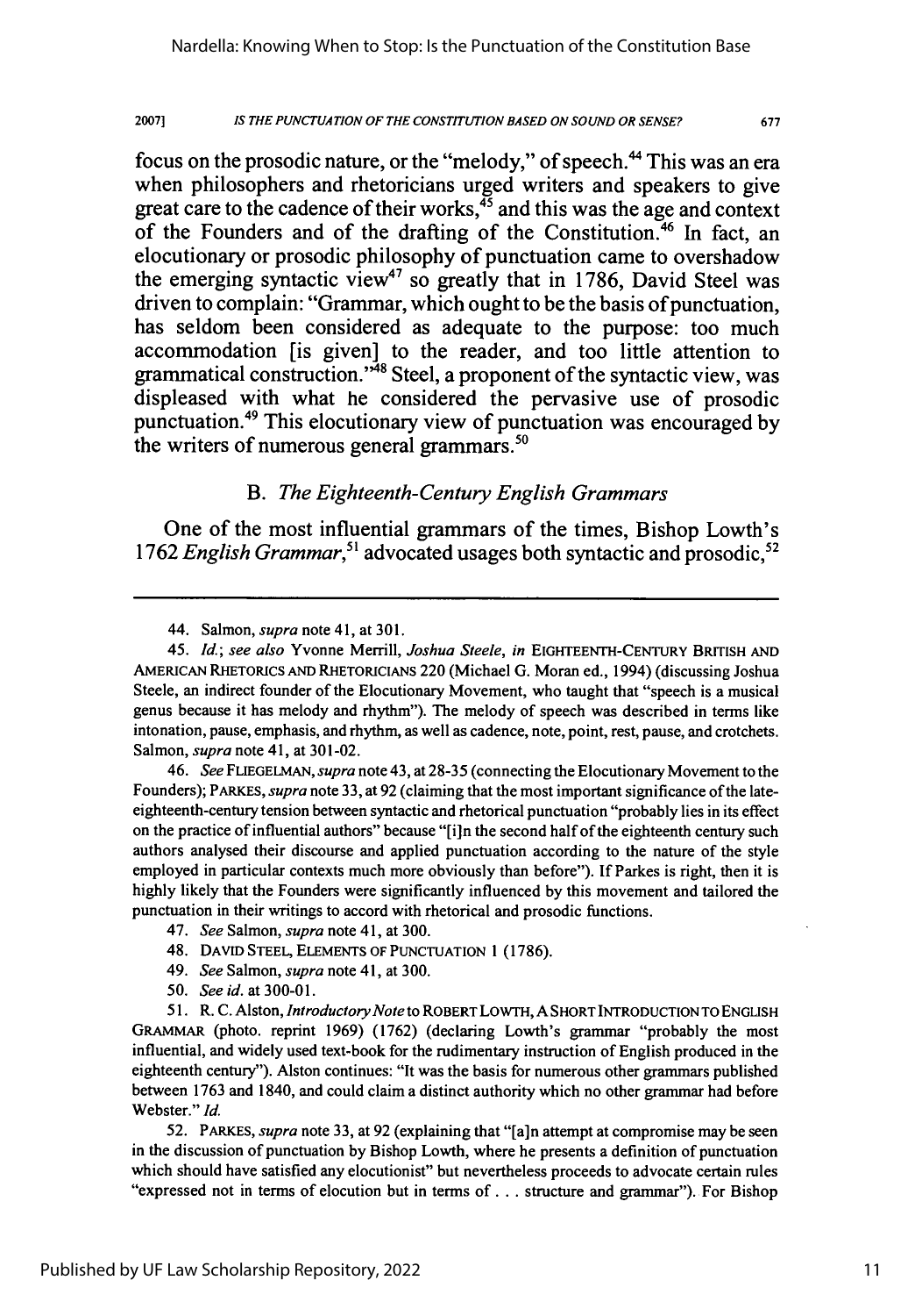focus on the prosodic nature, or the "melody," of speech.[44] This was an era when philosophers and rhetoricians urged writers and speakers to give great care to the cadence of their works,[45] and this was the age and context of the Founders and of the drafting of the Constitution.[46] In fact, an elocutionary or prosodic philosophy of punctuation came to overshadow the emerging syntactic view[47] so greatly that in 1786, David Steel was driven to complain: "Grammar, which ought to be the basis of punctuation, has seldom been considered as adequate to the purpose: too much accommodation [is given] to the reader, and too little attention to grammatical construction."[48] Steel, a proponent of the syntactic view, was displeased with what he considered the pervasive use of prosodic punctuation.[49] This elocutionary view of punctuation was encouraged by the writers of numerous general grammars.[50]

### B. *The Eighteenth-Century English Grammars*

One of the most influential grammars of the times, Bishop Lowth's 1762 *English Grammar*,[51] advocated usages both syntactic and prosodic,[52]

---

44. Salmon, *supra* note 41, at 301.

45. *Id.*; *see also* Yvonne Merrill, *Joshua Steele*, *in* EIGHTEENTH-CENTURY BRITISH AND AMERICAN RHETORICS AND RHETORICIANS 220 (Michael G. Moran ed., 1994) (discussing Joshua Steele, an indirect founder of the Elocutionary Movement, who taught that "speech is a musical genus because it has melody and rhythm"). The melody of speech was described in terms like intonation, pause, emphasis, and rhythm, as well as cadence, note, point, rest, pause, and crotchets. Salmon, *supra* note 41, at 301-02.

46. *See* FLIEGELMAN, *supra* note 43, at 28-35 (connecting the Elocutionary Movement to the Founders); PARKES, *supra* note 33, at 92 (claiming that the most important significance of the late-eighteenth-century tension between syntactic and rhetorical punctuation "probably lies in its effect on the practice of influential authors" because "[i]n the second half of the eighteenth century such authors analysed their discourse and applied punctuation according to the nature of the style employed in particular contexts much more obviously than before"). If Parkes is right, then it is highly likely that the Founders were significantly influenced by this movement and tailored the punctuation in their writings to accord with rhetorical and prosodic functions.

47. *See* Salmon, *supra* note 41, at 300.

48. DAVID STEEL, ELEMENTS OF PUNCTUATION 1 (1786).

49. *See* Salmon, *supra* note 41, at 300.

50. *See id.* at 300-01.

51. R. C. Alston, *Introductory Note* to ROBERT LOWTH, A SHORT INTRODUCTION TO ENGLISH GRAMMAR (photo. reprint 1969) (1762) (declaring Lowth's grammar "probably the most influential, and widely used text-book for the rudimentary instruction of English produced in the eighteenth century"). Alston continues: "It was the basis for numerous other grammars published between 1763 and 1840, and could claim a distinct authority which no other grammar had before Webster." *Id.*

52. PARKES, *supra* note 33, at 92 (explaining that "[a]n attempt at compromise may be seen in the discussion of punctuation by Bishop Lowth, where he presents a definition of punctuation which should have satisfied any elocutionist" but nevertheless proceeds to advocate certain rules "expressed not in terms of elocution but in terms of . . . structure and grammar"). For Bishop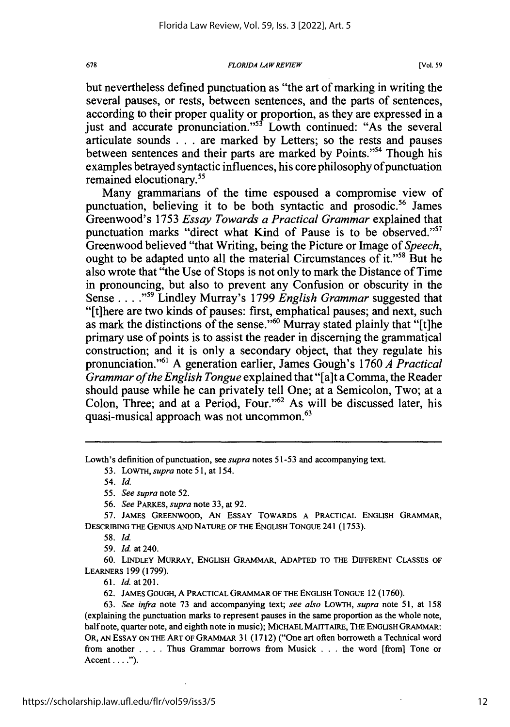but nevertheless defined punctuation as "the art of marking in writing the several pauses, or rests, between sentences, and the parts of sentences, according to their proper quality or proportion, as they are expressed in a just and accurate pronunciation."[53] Lowth continued: "As the several articulate sounds . . . are marked by Letters; so the rests and pauses between sentences and their parts are marked by Points."[54] Though his examples betrayed syntactic influences, his core philosophy of punctuation remained elocutionary.[55]

Many grammarians of the time espoused a compromise view of punctuation, believing it to be both syntactic and prosodic.[56] James Greenwood's 1753 *Essay Towards a Practical Grammar* explained that punctuation marks "direct what Kind of Pause is to be observed."[57] Greenwood believed "that Writing, being the Picture or Image of *Speech*, ought to be adapted unto all the material Circumstances of it."[58] But he also wrote that "the Use of Stops is not only to mark the Distance of Time in pronouncing, but also to prevent any Confusion or obscurity in the Sense . . . ."[59] Lindley Murray's 1799 *English Grammar* suggested that "[t]here are two kinds of pauses: first, emphatical pauses; and next, such as mark the distinctions of the sense."[60] Murray stated plainly that "[t]he primary use of points is to assist the reader in discerning the grammatical construction; and it is only a secondary object, that they regulate his pronunciation."[61] A generation earlier, James Gough's 1760 *A Practical Grammar of the English Tongue* explained that "[a]t a Comma, the Reader should pause while he can privately tell One; at a Semicolon, Two; at a Colon, Three; and at a Period, Four."[62] As will be discussed later, his quasi-musical approach was not uncommon.[63]

---

Lowth's definition of punctuation, see *supra* notes 51-53 and accompanying text.

53. LOWTH, *supra* note 51, at 154.

54. *Id.*

55. *See supra* note 52.

56. *See* PARKES, *supra* note 33, at 92.

57. JAMES GREENWOOD, AN ESSAY TOWARDS A PRACTICAL ENGLISH GRAMMAR, DESCRIBING THE GENIUS AND NATURE OF THE ENGLISH TONGUE 241 (1753).

58. *Id.*

59. *Id.* at 240.

60. LINDLEY MURRAY, ENGLISH GRAMMAR, ADAPTED TO THE DIFFERENT CLASSES OF LEARNERS 199 (1799).

61. *Id.* at 201.

62. JAMES GOUGH, A PRACTICAL GRAMMAR OF THE ENGLISH TONGUE 12 (1760).

63. *See infra* note 73 and accompanying text; *see also* LOWTH, *supra* note 51, at 158 (explaining the punctuation marks to represent pauses in the same proportion as the whole note, half note, quarter note, and eighth note in music); MICHAEL MAITTAIRE, THE ENGLISH GRAMMAR: OR, AN ESSAY ON THE ART OF GRAMMAR 31 (1712) ("One art often borroweth a Technical word from another . . . . Thus Grammar borrows from Musick . . . the word [from] Tone or Accent . . . .").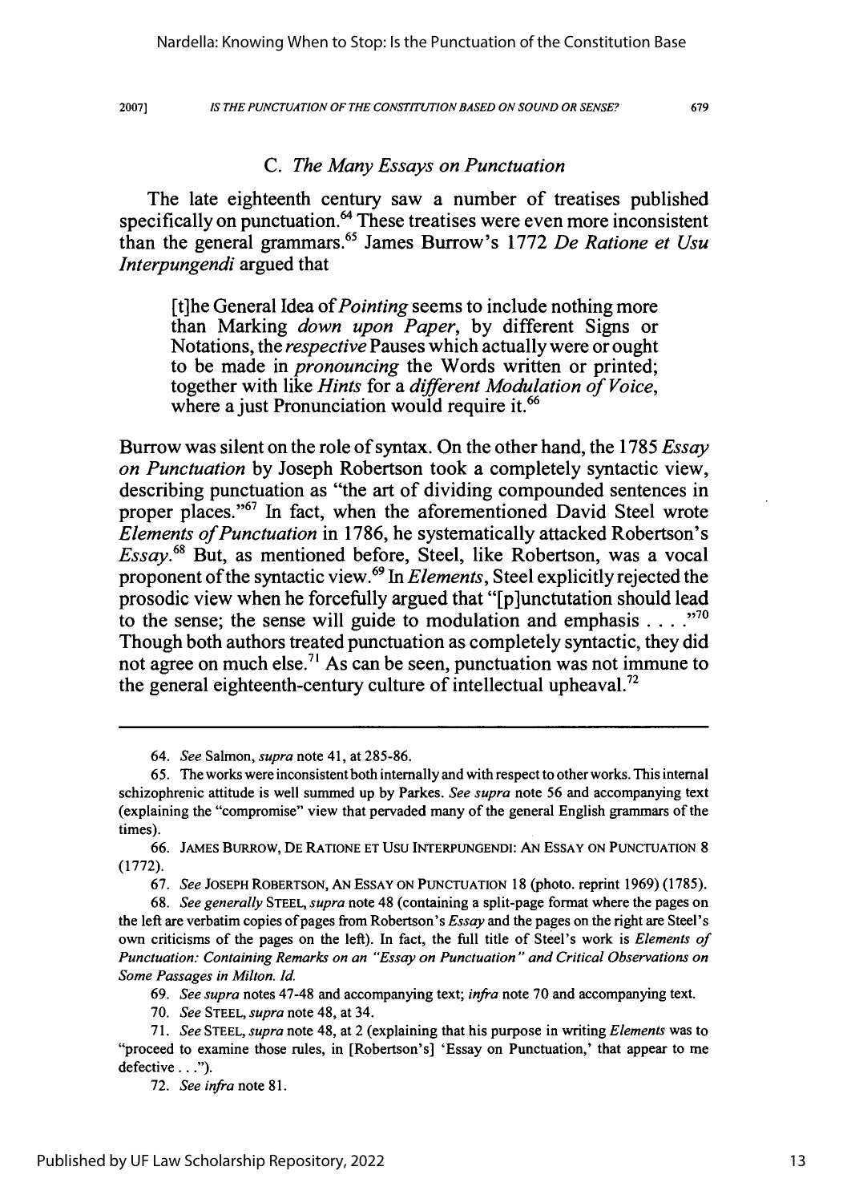### C. *The Many Essays on Punctuation*

The late eighteenth century saw a number of treatises published specifically on punctuation.[64] These treatises were even more inconsistent than the general grammars.[65] James Burrow's 1772 *De Ratione et Usu Interpungendi* argued that

> [t]he General Idea of *Pointing* seems to include nothing more than Marking *down upon Paper*, by different Signs or Notations, the *respective* Pauses which actually were or ought to be made in *pronouncing* the Words written or printed; together with like *Hints* for a *different Modulation of Voice*, where a just Pronunciation would require it.[66]

Burrow was silent on the role of syntax. On the other hand, the 1785 *Essay on Punctuation* by Joseph Robertson took a completely syntactic view, describing punctuation as "the art of dividing compounded sentences in proper places."[67] In fact, when the aforementioned David Steel wrote *Elements of Punctuation* in 1786, he systematically attacked Robertson's *Essay*.[68] But, as mentioned before, Steel, like Robertson, was a vocal proponent of the syntactic view.[69] In *Elements*, Steel explicitly rejected the prosodic view when he forcefully argued that "[p]unctutation should lead to the sense; the sense will guide to modulation and emphasis . . . ."[70] Though both authors treated punctuation as completely syntactic, they did not agree on much else.[71] As can be seen, punctuation was not immune to the general eighteenth-century culture of intellectual upheaval.[72]

---

64. *See* Salmon, *supra* note 41, at 285-86.

65. The works were inconsistent both internally and with respect to other works. This internal schizophrenic attitude is well summed up by Parkes. *See supra* note 56 and accompanying text (explaining the "compromise" view that pervaded many of the general English grammars of the times).

66. JAMES BURROW, DE RATIONE ET USU INTERPUNGENDI: AN ESSAY ON PUNCTUATION 8 (1772).

67. *See* JOSEPH ROBERTSON, AN ESSAY ON PUNCTUATION 18 (photo. reprint 1969) (1785).

68. *See generally* STEEL, *supra* note 48 (containing a split-page format where the pages on the left are verbatim copies of pages from Robertson's *Essay* and the pages on the right are Steel's own criticisms of the pages on the left). In fact, the full title of Steel's work is *Elements of Punctuation: Containing Remarks on an "Essay on Punctuation" and Critical Observations on Some Passages in Milton. Id.*

69. *See supra* notes 47-48 and accompanying text; *infra* note 70 and accompanying text.

70. *See* STEEL, *supra* note 48, at 34.

71. *See* STEEL, *supra* note 48, at 2 (explaining that his purpose in writing *Elements* was to "proceed to examine those rules, in [Robertson's] 'Essay on Punctuation,' that appear to me defective . . .").

72. *See infra* note 81.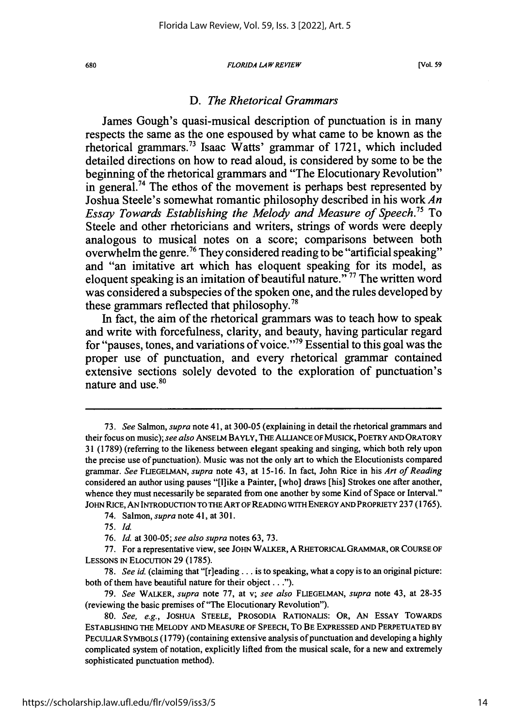### D. *The Rhetorical Grammars*

James Gough's quasi-musical description of punctuation is in many respects the same as the one espoused by what came to be known as the rhetorical grammars.[73] Isaac Watts' grammar of 1721, which included detailed directions on how to read aloud, is considered by some to be the beginning of the rhetorical grammars and "The Elocutionary Revolution" in general.[74] The ethos of the movement is perhaps best represented by Joshua Steele's somewhat romantic philosophy described in his work *An Essay Towards Establishing the Melody and Measure of Speech*.[75] To Steele and other rhetoricians and writers, strings of words were deeply analogous to musical notes on a score; comparisons between both overwhelm the genre.[76] They considered reading to be "artificial speaking" and "an imitative art which has eloquent speaking for its model, as eloquent speaking is an imitation of beautiful nature."[77] The written word was considered a subspecies of the spoken one, and the rules developed by these grammars reflected that philosophy.[78]

In fact, the aim of the rhetorical grammars was to teach how to speak and write with forcefulness, clarity, and beauty, having particular regard for "pauses, tones, and variations of voice."[79] Essential to this goal was the proper use of punctuation, and every rhetorical grammar contained extensive sections solely devoted to the exploration of punctuation's nature and use.[80]

---

73. *See* Salmon, *supra* note 41, at 300-05 (explaining in detail the rhetorical grammars and their focus on music); *see also* ANSELM BAYLY, THE ALLIANCE OF MUSICK, POETRY AND ORATORY 31 (1789) (referring to the likeness between elegant speaking and singing, which both rely upon the precise use of punctuation). Music was not the only art to which the Elocutionists compared grammar. *See* FLIEGELMAN, *supra* note 43, at 15-16. In fact, John Rice in his *Art of Reading* considered an author using pauses "[l]ike a Painter, [who] draws [his] Strokes one after another, whence they must necessarily be separated from one another by some Kind of Space or Interval." JOHN RICE, AN INTRODUCTION TO THE ART OF READING WITH ENERGY AND PROPRIETY 237 (1765).

74. Salmon, *supra* note 41, at 301.

75. *Id.*

76. *Id.* at 300-05; *see also supra* notes 63, 73.

77. For a representative view, see JOHN WALKER, A RHETORICAL GRAMMAR, OR COURSE OF LESSONS IN ELOCUTION 29 (1785).

78. *See id.* (claiming that "[r]eading . . . is to speaking, what a copy is to an original picture: both of them have beautiful nature for their object . . .").

79. *See* WALKER, *supra* note 77, at v; *see also* FLIEGELMAN, *supra* note 43, at 28-35 (reviewing the basic premises of "The Elocutionary Revolution").

80. *See, e.g.*, JOSHUA STEELE, PROSODIA RATIONALIS: OR, AN ESSAY TOWARDS ESTABLISHING THE MELODY AND MEASURE OF SPEECH, TO BE EXPRESSED AND PERPETUATED BY PECULIAR SYMBOLS (1779) (containing extensive analysis of punctuation and developing a highly complicated system of notation, explicitly lifted from the musical scale, for a new and extremely sophisticated punctuation method).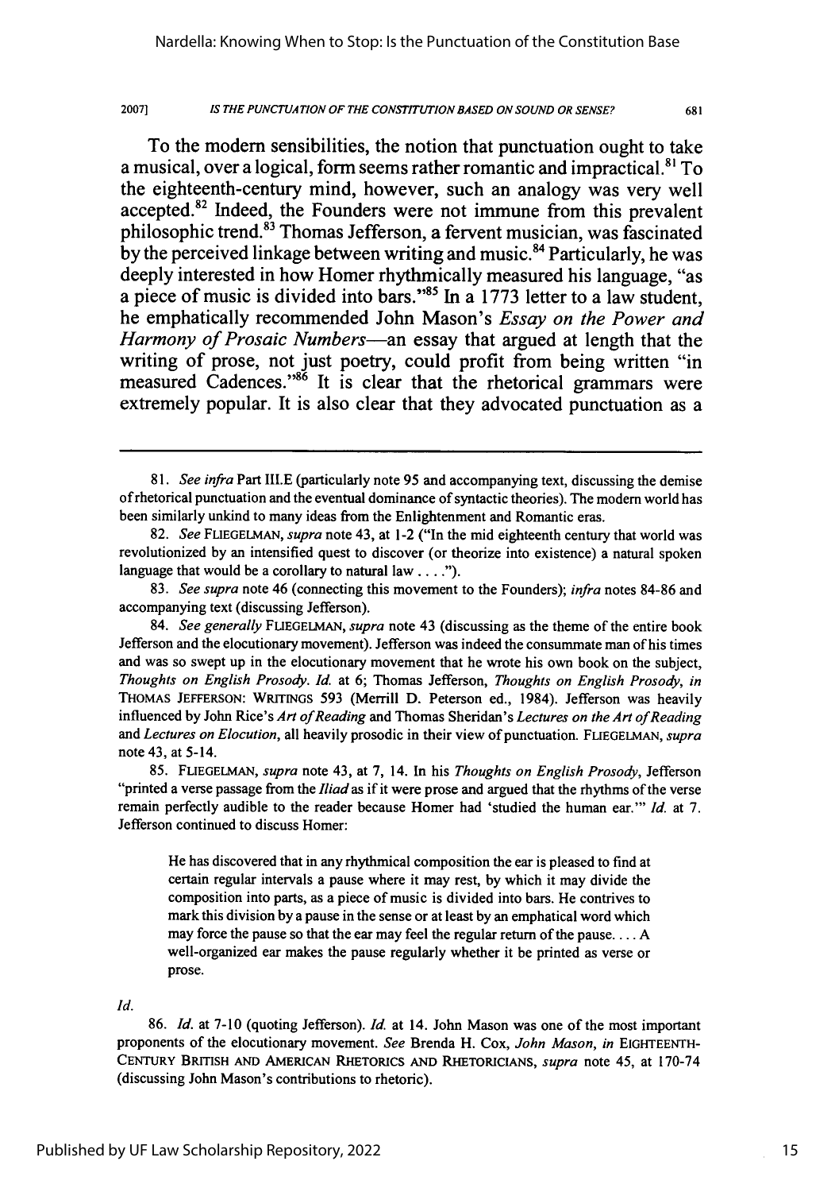To the modern sensibilities, the notion that punctuation ought to take a musical, over a logical, form seems rather romantic and impractical.[81] To the eighteenth-century mind, however, such an analogy was very well accepted.[82] Indeed, the Founders were not immune from this prevalent philosophic trend.[83] Thomas Jefferson, a fervent musician, was fascinated by the perceived linkage between writing and music.[84] Particularly, he was deeply interested in how Homer rhythmically measured his language, "as a piece of music is divided into bars."[85] In a 1773 letter to a law student, he emphatically recommended John Mason's *Essay on the Power and Harmony of Prosaic Numbers*—an essay that argued at length that the writing of prose, not just poetry, could profit from being written "in measured Cadences."[86] It is clear that the rhetorical grammars were extremely popular. It is also clear that they advocated punctuation as a

---

81. *See infra* Part III.E (particularly note 95 and accompanying text, discussing the demise of rhetorical punctuation and the eventual dominance of syntactic theories). The modern world has been similarly unkind to many ideas from the Enlightenment and Romantic eras.

82. *See* FLIEGELMAN, *supra* note 43, at 1-2 ("In the mid eighteenth century that world was revolutionized by an intensified quest to discover (or theorize into existence) a natural spoken language that would be a corollary to natural law . . . .").

83. *See supra* note 46 (connecting this movement to the Founders); *infra* notes 84-86 and accompanying text (discussing Jefferson).

84. *See generally* FLIEGELMAN, *supra* note 43 (discussing as the theme of the entire book Jefferson and the elocutionary movement). Jefferson was indeed the consummate man of his times and was so swept up in the elocutionary movement that he wrote his own book on the subject, *Thoughts on English Prosody*. *Id.* at 6; Thomas Jefferson, *Thoughts on English Prosody*, *in* THOMAS JEFFERSON: WRITINGS 593 (Merrill D. Peterson ed., 1984). Jefferson was heavily influenced by John Rice's *Art of Reading* and Thomas Sheridan's *Lectures on the Art of Reading* and *Lectures on Elocution*, all heavily prosodic in their view of punctuation. FLIEGELMAN, *supra* note 43, at 5-14.

85. FLIEGELMAN, *supra* note 43, at 7, 14. In his *Thoughts on English Prosody*, Jefferson "printed a verse passage from the *Iliad* as if it were prose and argued that the rhythms of the verse remain perfectly audible to the reader because Homer had 'studied the human ear.'" *Id.* at 7. Jefferson continued to discuss Homer:

> He has discovered that in any rhythmical composition the ear is pleased to find at certain regular intervals a pause where it may rest, by which it may divide the composition into parts, as a piece of music is divided into bars. He contrives to mark this division by a pause in the sense or at least by an emphatical word which may force the pause so that the ear may feel the regular return of the pause. . . . A well-organized ear makes the pause regularly whether it be printed as verse or prose.

*Id.*

86. *Id.* at 7-10 (quoting Jefferson). *Id.* at 14. John Mason was one of the most important proponents of the elocutionary movement. *See* Brenda H. Cox, *John Mason*, *in* EIGHTEENTH-CENTURY BRITISH AND AMERICAN RHETORICS AND RHETORICIANS, *supra* note 45, at 170-74 (discussing John Mason's contributions to rhetoric).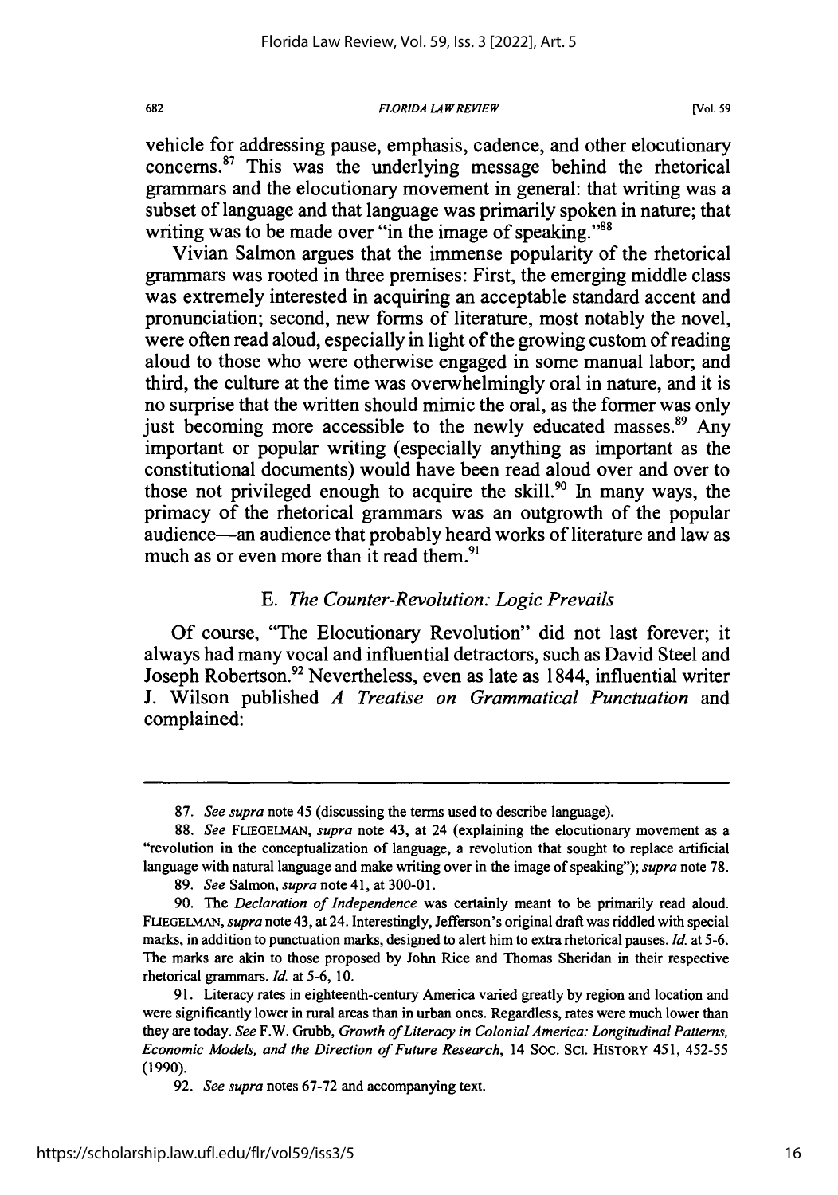vehicle for addressing pause, emphasis, cadence, and other elocutionary concerns.[87] This was the underlying message behind the rhetorical grammars and the elocutionary movement in general: that writing was a subset of language and that language was primarily spoken in nature; that writing was to be made over "in the image of speaking."[88]

Vivian Salmon argues that the immense popularity of the rhetorical grammars was rooted in three premises: First, the emerging middle class was extremely interested in acquiring an acceptable standard accent and pronunciation; second, new forms of literature, most notably the novel, were often read aloud, especially in light of the growing custom of reading aloud to those who were otherwise engaged in some manual labor; and third, the culture at the time was overwhelmingly oral in nature, and it is no surprise that the written should mimic the oral, as the former was only just becoming more accessible to the newly educated masses.[89] Any important or popular writing (especially anything as important as the constitutional documents) would have been read aloud over and over to those not privileged enough to acquire the skill.[90] In many ways, the primacy of the rhetorical grammars was an outgrowth of the popular audience—an audience that probably heard works of literature and law as much as or even more than it read them.[91]

### E. *The Counter-Revolution: Logic Prevails*

Of course, "The Elocutionary Revolution" did not last forever; it always had many vocal and influential detractors, such as David Steel and Joseph Robertson.[92] Nevertheless, even as late as 1844, influential writer J. Wilson published *A Treatise on Grammatical Punctuation* and complained:

---

87. *See supra* note 45 (discussing the terms used to describe language).

88. *See* FLIEGELMAN, *supra* note 43, at 24 (explaining the elocutionary movement as a "revolution in the conceptualization of language, a revolution that sought to replace artificial language with natural language and make writing over in the image of speaking"); *supra* note 78.

89. *See* Salmon, *supra* note 41, at 300-01.

90. The *Declaration of Independence* was certainly meant to be primarily read aloud. FLIEGELMAN, *supra* note 43, at 24. Interestingly, Jefferson's original draft was riddled with special marks, in addition to punctuation marks, designed to alert him to extra rhetorical pauses. *Id.* at 5-6. The marks are akin to those proposed by John Rice and Thomas Sheridan in their respective rhetorical grammars. *Id.* at 5-6, 10.

91. Literacy rates in eighteenth-century America varied greatly by region and location and were significantly lower in rural areas than in urban ones. Regardless, rates were much lower than they are today. *See* F.W. Grubb, *Growth of Literacy in Colonial America: Longitudinal Patterns, Economic Models, and the Direction of Future Research*, 14 SOC. SCI. HISTORY 451, 452-55 (1990).

92. *See supra* notes 67-72 and accompanying text.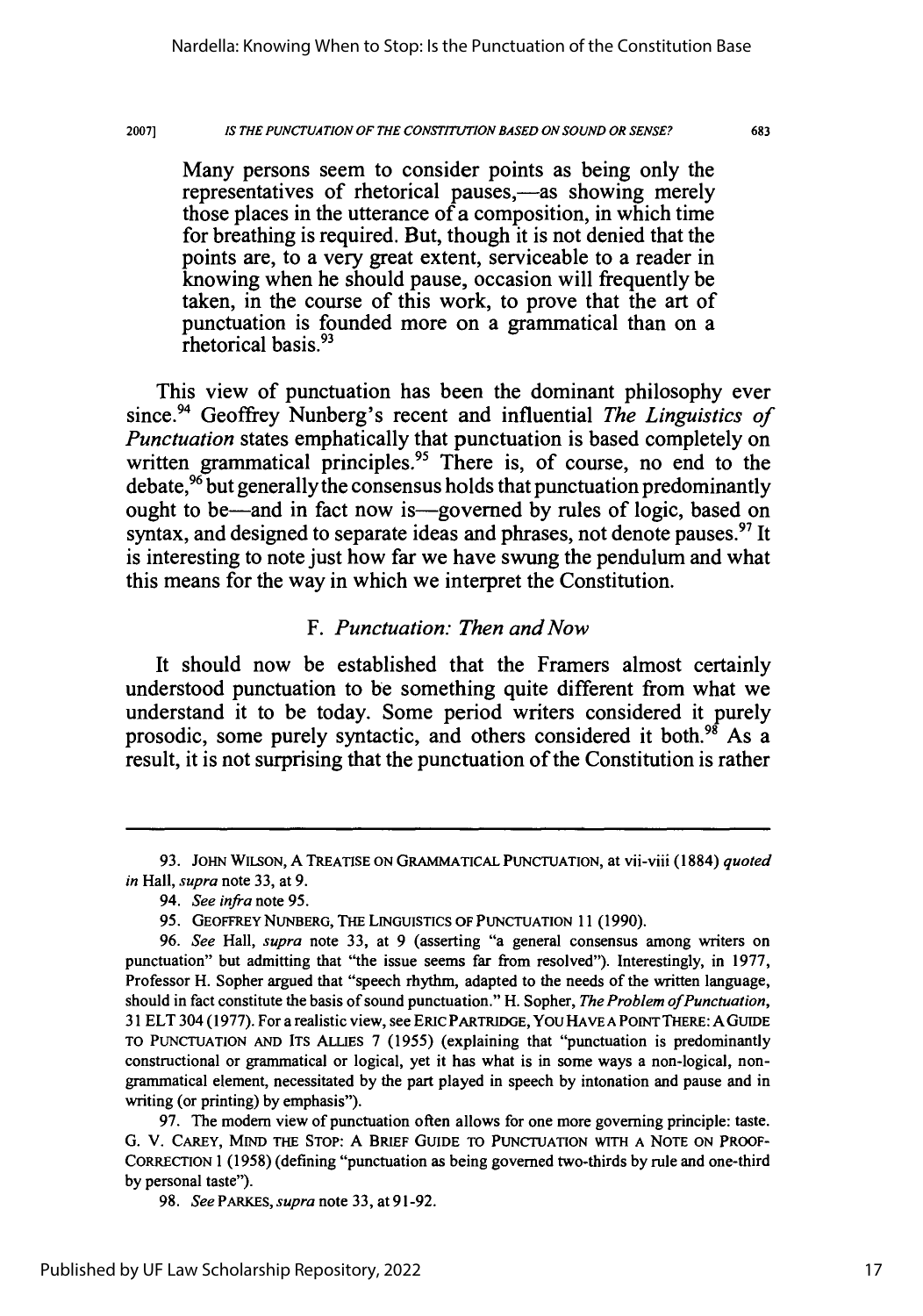> Many persons seem to consider points as being only the representatives of rhetorical pauses,—as showing merely those places in the utterance of a composition, in which time for breathing is required. But, though it is not denied that the points are, to a very great extent, serviceable to a reader in knowing when he should pause, occasion will frequently be taken, in the course of this work, to prove that the art of punctuation is founded more on a grammatical than on a rhetorical basis.[93]

This view of punctuation has been the dominant philosophy ever since.[94] Geoffrey Nunberg's recent and influential *The Linguistics of Punctuation* states emphatically that punctuation is based completely on written grammatical principles.[95] There is, of course, no end to the debate,[96] but generally the consensus holds that punctuation predominantly ought to be—and in fact now is—governed by rules of logic, based on syntax, and designed to separate ideas and phrases, not denote pauses.[97] It is interesting to note just how far we have swung the pendulum and what this means for the way in which we interpret the Constitution.

### F. *Punctuation: Then and Now*

It should now be established that the Framers almost certainly understood punctuation to be something quite different from what we understand it to be today. Some period writers considered it purely prosodic, some purely syntactic, and others considered it both.[98] As a result, it is not surprising that the punctuation of the Constitution is rather

---

93. JOHN WILSON, A TREATISE ON GRAMMATICAL PUNCTUATION, at vii-viii (1884) *quoted in* Hall, *supra* note 33, at 9.

94. *See infra* note 95.

95. GEOFFREY NUNBERG, THE LINGUISTICS OF PUNCTUATION 11 (1990).

96. *See* Hall, *supra* note 33, at 9 (asserting "a general consensus among writers on punctuation" but admitting that "the issue seems far from resolved"). Interestingly, in 1977, Professor H. Sopher argued that "speech rhythm, adapted to the needs of the written language, should in fact constitute the basis of sound punctuation." H. Sopher, *The Problem of Punctuation*, 31 ELT 304 (1977). For a realistic view, see ERIC PARTRIDGE, YOU HAVE A POINT THERE: A GUIDE TO PUNCTUATION AND ITS ALLIES 7 (1955) (explaining that "punctuation is predominantly constructional or grammatical or logical, yet it has what is in some ways a non-logical, non-grammatical element, necessitated by the part played in speech by intonation and pause and in writing (or printing) by emphasis").

97. The modern view of punctuation often allows for one more governing principle: taste. G. V. CAREY, MIND THE STOP: A BRIEF GUIDE TO PUNCTUATION WITH A NOTE ON PROOF-CORRECTION 1 (1958) (defining "punctuation as being governed two-thirds by rule and one-third by personal taste").

98. *See* PARKES, *supra* note 33, at 91-92.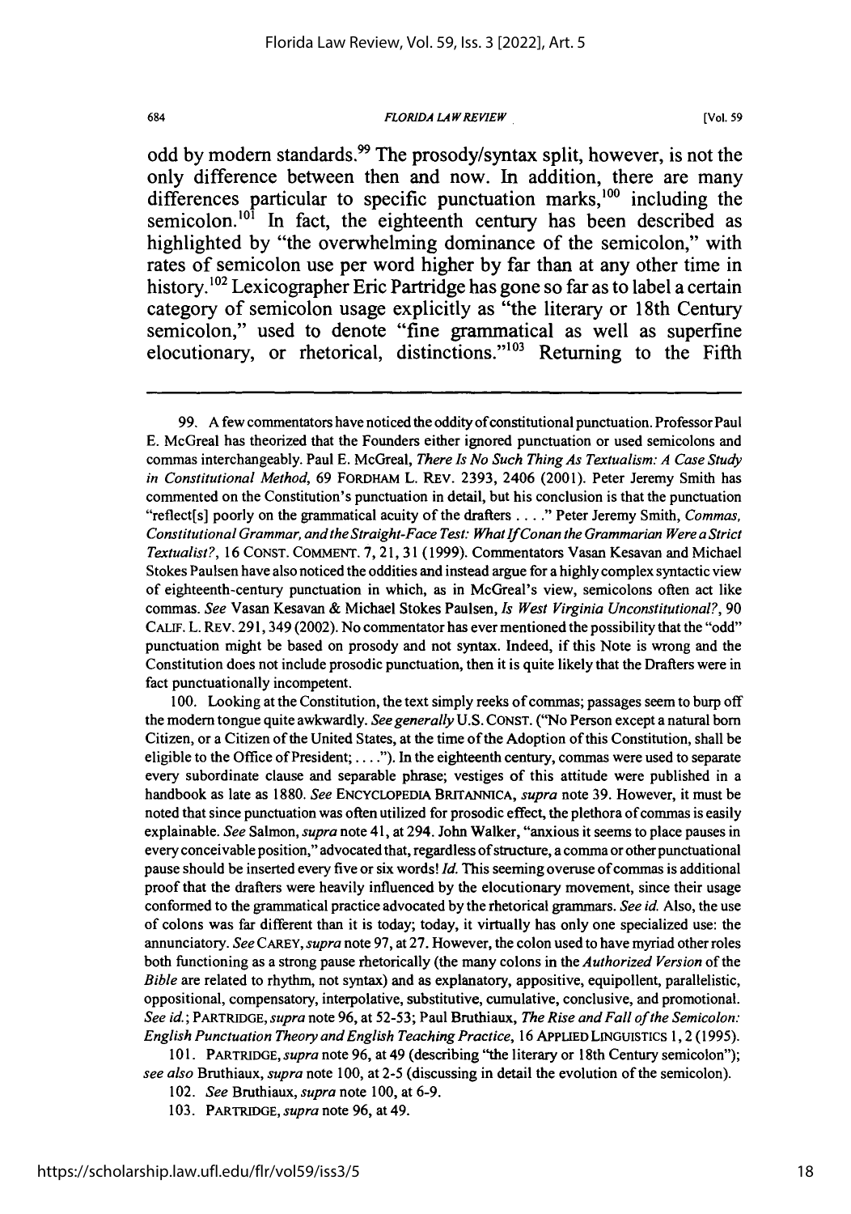odd by modern standards.[99] The prosody/syntax split, however, is not the only difference between then and now. In addition, there are many differences particular to specific punctuation marks,[100] including the semicolon.[101] In fact, the eighteenth century has been described as highlighted by "the overwhelming dominance of the semicolon," with rates of semicolon use per word higher by far than at any other time in history.[102] Lexicographer Eric Partridge has gone so far as to label a certain category of semicolon usage explicitly as "the literary or 18th Century semicolon," used to denote "fine grammatical as well as superfine elocutionary, or rhetorical, distinctions."[103] Returning to the Fifth

---

99. A few commentators have noticed the oddity of constitutional punctuation. Professor Paul E. McGreal has theorized that the Founders either ignored punctuation or used semicolons and commas interchangeably. Paul E. McGreal, *There Is No Such Thing As Textualism: A Case Study in Constitutional Method*, 69 FORDHAM L. REV. 2393, 2406 (2001). Peter Jeremy Smith has commented on the Constitution's punctuation in detail, but his conclusion is that the punctuation "reflect[s] poorly on the grammatical acuity of the drafters . . . ." Peter Jeremy Smith, *Commas, Constitutional Grammar, and the Straight-Face Test: What If Conan the Grammarian Were a Strict Textualist?*, 16 CONST. COMMENT. 7, 21, 31 (1999). Commentators Vasan Kesavan and Michael Stokes Paulsen have also noticed the oddities and instead argue for a highly complex syntactic view of eighteenth-century punctuation in which, as in McGreal's view, semicolons often act like commas. *See* Vasan Kesavan & Michael Stokes Paulsen, *Is West Virginia Unconstitutional?*, 90 CALIF. L. REV. 291, 349 (2002). No commentator has ever mentioned the possibility that the "odd" punctuation might be based on prosody and not syntax. Indeed, if this Note is wrong and the Constitution does not include prosodic punctuation, then it is quite likely that the Drafters were in fact punctuationally incompetent.

100. Looking at the Constitution, the text simply reeks of commas; passages seem to burp off the modern tongue quite awkwardly. *See generally* U.S. CONST. ("No Person except a natural born Citizen, or a Citizen of the United States, at the time of the Adoption of this Constitution, shall be eligible to the Office of President; . . . ."). In the eighteenth century, commas were used to separate every subordinate clause and separable phrase; vestiges of this attitude were published in a handbook as late as 1880. *See* ENCYCLOPEDIA BRITANNICA, *supra* note 39. However, it must be noted that since punctuation was often utilized for prosodic effect, the plethora of commas is easily explainable. *See* Salmon, *supra* note 41, at 294. John Walker, "anxious it seems to place pauses in every conceivable position," advocated that, regardless of structure, a comma or other punctuational pause should be inserted every five or six words! *Id.* This seeming overuse of commas is additional proof that the drafters were heavily influenced by the elocutionary movement, since their usage conformed to the grammatical practice advocated by the rhetorical grammars. *See id.* Also, the use of colons was far different than it is today; today, it virtually has only one specialized use: the annunciatory. *See* CAREY, *supra* note 97, at 27. However, the colon used to have myriad other roles both functioning as a strong pause rhetorically (the many colons in the *Authorized Version* of the *Bible* are related to rhythm, not syntax) and as explanatory, appositive, equipollent, parallelistic, oppositional, compensatory, interpolative, substitutive, cumulative, conclusive, and promotional. *See id.*; PARTRIDGE, *supra* note 96, at 52-53; Paul Bruthiaux, *The Rise and Fall of the Semicolon: English Punctuation Theory and English Teaching Practice*, 16 APPLIED LINGUISTICS 1, 2 (1995).

101. PARTRIDGE, *supra* note 96, at 49 (describing "the literary or 18th Century semicolon"); *see also* Bruthiaux, *supra* note 100, at 2-5 (discussing in detail the evolution of the semicolon).

102. *See* Bruthiaux, *supra* note 100, at 6-9.

103. PARTRIDGE, *supra* note 96, at 49.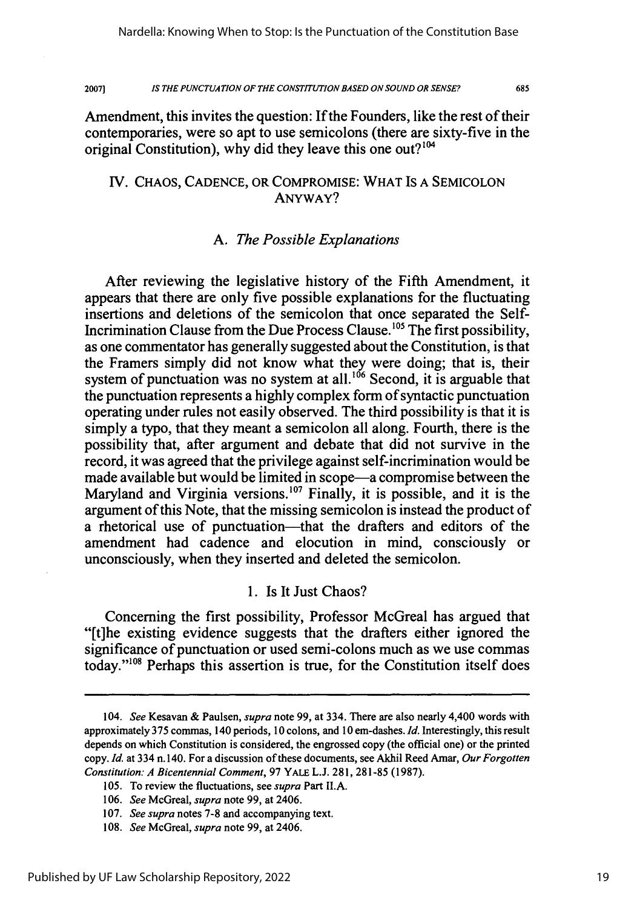Amendment, this invites the question: If the Founders, like the rest of their contemporaries, were so apt to use semicolons (there are sixty-five in the original Constitution), why did they leave this one out?[104]

## IV. CHAOS, CADENCE, OR COMPROMISE: WHAT IS A SEMICOLON ANYWAY?

### A. *The Possible Explanations*

After reviewing the legislative history of the Fifth Amendment, it appears that there are only five possible explanations for the fluctuating insertions and deletions of the semicolon that once separated the Self-Incrimination Clause from the Due Process Clause.[105] The first possibility, as one commentator has generally suggested about the Constitution, is that the Framers simply did not know what they were doing; that is, their system of punctuation was no system at all.[106] Second, it is arguable that the punctuation represents a highly complex form of syntactic punctuation operating under rules not easily observed. The third possibility is that it is simply a typo, that they meant a semicolon all along. Fourth, there is the possibility that, after argument and debate that did not survive in the record, it was agreed that the privilege against self-incrimination would be made available but would be limited in scope—a compromise between the Maryland and Virginia versions.[107] Finally, it is possible, and it is the argument of this Note, that the missing semicolon is instead the product of a rhetorical use of punctuation—that the drafters and editors of the amendment had cadence and elocution in mind, consciously or unconsciously, when they inserted and deleted the semicolon.

#### 1. Is It Just Chaos?

Concerning the first possibility, Professor McGreal has argued that "[t]he existing evidence suggests that the drafters either ignored the significance of punctuation or used semi-colons much as we use commas today."[108] Perhaps this assertion is true, for the Constitution itself does

---

104. *See* Kesavan & Paulsen, *supra* note 99, at 334. There are also nearly 4,400 words with approximately 375 commas, 140 periods, 10 colons, and 10 em-dashes. *Id.* Interestingly, this result depends on which Constitution is considered, the engrossed copy (the official one) or the printed copy. *Id.* at 334 n.140. For a discussion of these documents, see Akhil Reed Amar, *Our Forgotten Constitution: A Bicentennial Comment*, 97 YALE L.J. 281, 281-85 (1987).

105. To review the fluctuations, see *supra* Part II.A.

106. *See* McGreal, *supra* note 99, at 2406.

107. *See supra* notes 7-8 and accompanying text.

108. *See* McGreal, *supra* note 99, at 2406.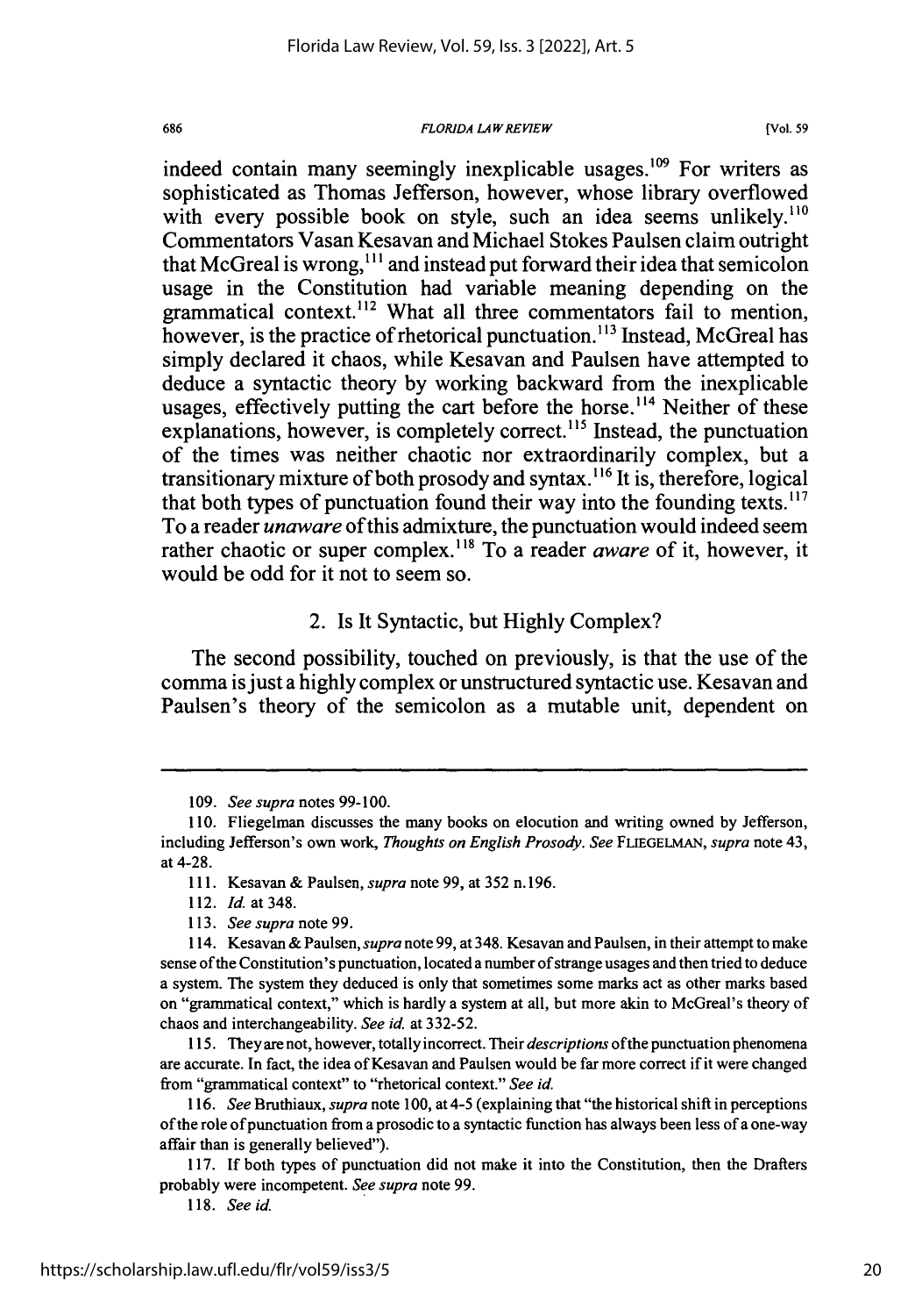indeed contain many seemingly inexplicable usages.[109] For writers as sophisticated as Thomas Jefferson, however, whose library overflowed with every possible book on style, such an idea seems unlikely.[110] Commentators Vasan Kesavan and Michael Stokes Paulsen claim outright that McGreal is wrong,[111] and instead put forward their idea that semicolon usage in the Constitution had variable meaning depending on the grammatical context.[112] What all three commentators fail to mention, however, is the practice of rhetorical punctuation.[113] Instead, McGreal has simply declared it chaos, while Kesavan and Paulsen have attempted to deduce a syntactic theory by working backward from the inexplicable usages, effectively putting the cart before the horse.[114] Neither of these explanations, however, is completely correct.[115] Instead, the punctuation of the times was neither chaotic nor extraordinarily complex, but a transitionary mixture of both prosody and syntax.[116] It is, therefore, logical that both types of punctuation found their way into the founding texts.[117] To a reader *unaware* of this admixture, the punctuation would indeed seem rather chaotic or super complex.[118] To a reader *aware* of it, however, it would be odd for it not to seem so.

### 2. Is It Syntactic, but Highly Complex?

The second possibility, touched on previously, is that the use of the comma is just a highly complex or unstructured syntactic use. Kesavan and Paulsen's theory of the semicolon as a mutable unit, dependent on

---

109. *See supra* notes 99-100.

110. Fliegelman discusses the many books on elocution and writing owned by Jefferson, including Jefferson's own work, *Thoughts on English Prosody*. *See* FLIEGELMAN, *supra* note 43, at 4-28.

111. Kesavan & Paulsen, *supra* note 99, at 352 n.196.

112. *Id.* at 348.

113. *See supra* note 99.

114. Kesavan & Paulsen, *supra* note 99, at 348. Kesavan and Paulsen, in their attempt to make sense of the Constitution's punctuation, located a number of strange usages and then tried to deduce a system. The system they deduced is only that sometimes some marks act as other marks based on "grammatical context," which is hardly a system at all, but more akin to McGreal's theory of chaos and interchangeability. *See id.* at 332-52.

115. They are not, however, totally incorrect. Their *descriptions* of the punctuation phenomena are accurate. In fact, the idea of Kesavan and Paulsen would be far more correct if it were changed from "grammatical context" to "rhetorical context." *See id.*

116. *See* Bruthiaux, *supra* note 100, at 4-5 (explaining that "the historical shift in perceptions of the role of punctuation from a prosodic to a syntactic function has always been less of a one-way affair than is generally believed").

117. If both types of punctuation did not make it into the Constitution, then the Drafters probably were incompetent. *See supra* note 99.

118. *See id.*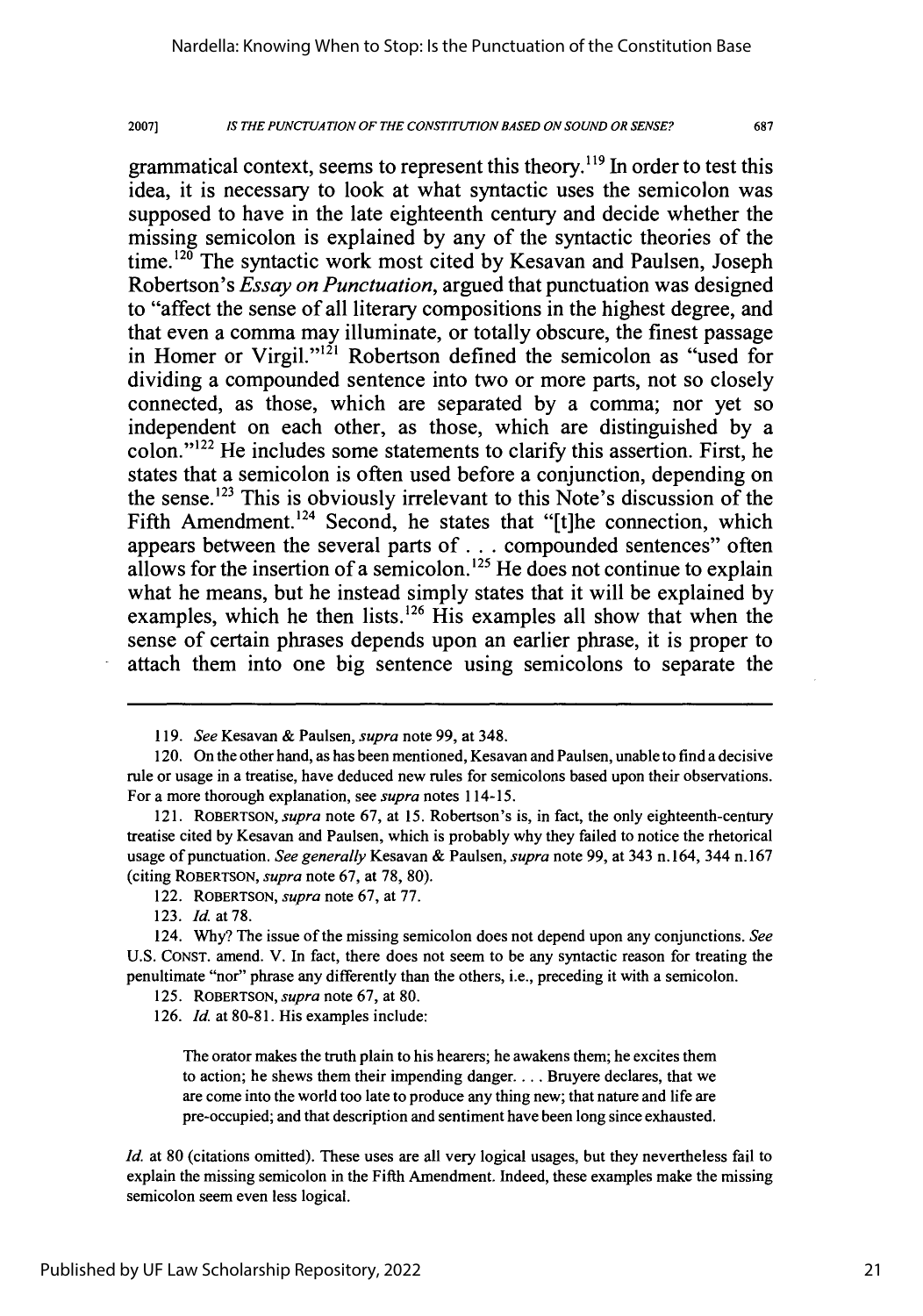grammatical context, seems to represent this theory.[119] In order to test this idea, it is necessary to look at what syntactic uses the semicolon was supposed to have in the late eighteenth century and decide whether the missing semicolon is explained by any of the syntactic theories of the time.[120] The syntactic work most cited by Kesavan and Paulsen, Joseph Robertson's *Essay on Punctuation*, argued that punctuation was designed to "affect the sense of all literary compositions in the highest degree, and that even a comma may illuminate, or totally obscure, the finest passage in Homer or Virgil."[121] Robertson defined the semicolon as "used for dividing a compounded sentence into two or more parts, not so closely connected, as those, which are separated by a comma; nor yet so independent on each other, as those, which are distinguished by a colon."[122] He includes some statements to clarify this assertion. First, he states that a semicolon is often used before a conjunction, depending on the sense.[123] This is obviously irrelevant to this Note's discussion of the Fifth Amendment.[124] Second, he states that "[t]he connection, which appears between the several parts of . . . compounded sentences" often allows for the insertion of a semicolon.[125] He does not continue to explain what he means, but he instead simply states that it will be explained by examples, which he then lists.[126] His examples all show that when the sense of certain phrases depends upon an earlier phrase, it is proper to attach them into one big sentence using semicolons to separate the

---

119. *See* Kesavan & Paulsen, *supra* note 99, at 348.

120. On the other hand, as has been mentioned, Kesavan and Paulsen, unable to find a decisive rule or usage in a treatise, have deduced new rules for semicolons based upon their observations. For a more thorough explanation, see *supra* notes 114-15.

121. ROBERTSON, *supra* note 67, at 15. Robertson's is, in fact, the only eighteenth-century treatise cited by Kesavan and Paulsen, which is probably why they failed to notice the rhetorical usage of punctuation. *See generally* Kesavan & Paulsen, *supra* note 99, at 343 n.164, 344 n.167 (citing ROBERTSON, *supra* note 67, at 78, 80).

122. ROBERTSON, *supra* note 67, at 77.

123. *Id.* at 78.

124. Why? The issue of the missing semicolon does not depend upon any conjunctions. *See* U.S. CONST. amend. V. In fact, there does not seem to be any syntactic reason for treating the penultimate "nor" phrase any differently than the others, i.e., preceding it with a semicolon.

125. ROBERTSON, *supra* note 67, at 80.

126. *Id.* at 80-81. His examples include:

> The orator makes the truth plain to his hearers; he awakens them; he excites them to action; he shews them their impending danger. . . . Bruyere declares, that we are come into the world too late to produce any thing new; that nature and life are pre-occupied; and that description and sentiment have been long since exhausted.

*Id.* at 80 (citations omitted). These uses are all very logical usages, but they nevertheless fail to explain the missing semicolon in the Fifth Amendment. Indeed, these examples make the missing semicolon seem even less logical.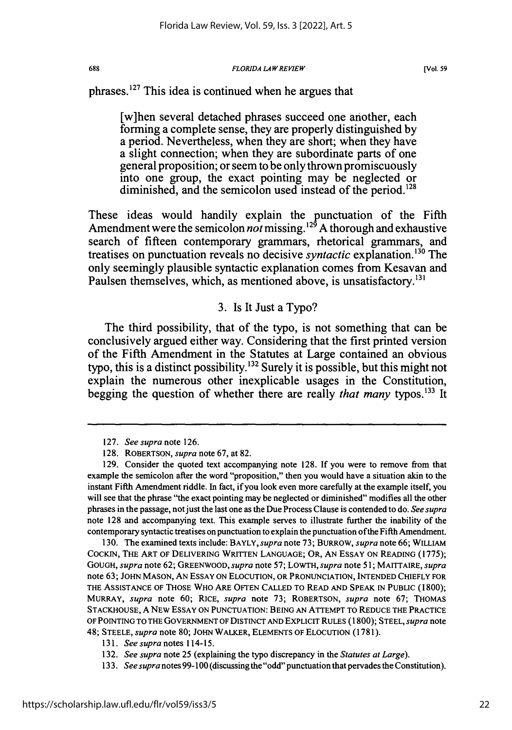phrases.[127] This idea is continued when he argues that

> [w]hen several detached phrases succeed one another, each forming a complete sense, they are properly distinguished by a period. Nevertheless, when they are short; when they have a slight connection; when they are subordinate parts of one general proposition; or seem to be only thrown promiscuously into one group, the exact pointing may be neglected or diminished, and the semicolon used instead of the period.[128]

These ideas would handily explain the punctuation of the Fifth Amendment were the semicolon *not* missing.[129] A thorough and exhaustive search of fifteen contemporary grammars, rhetorical grammars, and treatises on punctuation reveals no decisive *syntactic* explanation.[130] The only seemingly plausible syntactic explanation comes from Kesavan and Paulsen themselves, which, as mentioned above, is unsatisfactory.[131]

### 3. Is It Just a Typo?

The third possibility, that of the typo, is not something that can be conclusively argued either way. Considering that the first printed version of the Fifth Amendment in the Statutes at Large contained an obvious typo, this is a distinct possibility.[132] Surely it is possible, but this might not explain the numerous other inexplicable usages in the Constitution, begging the question of whether there are really *that many* typos.[133] It

---

127. *See supra* note 126.

128. ROBERTSON, *supra* note 67, at 82.

129. Consider the quoted text accompanying note 128. If you were to remove from that example the semicolon after the word "proposition," then you would have a situation akin to the instant Fifth Amendment riddle. In fact, if you look even more carefully at the example itself, you will see that the phrase "the exact pointing may be neglected or diminished" modifies all the other phrases in the passage, not just the last one as the Due Process Clause is contended to do. *See supra* note 128 and accompanying text. This example serves to illustrate further the inability of the contemporary syntactic treatises on punctuation to explain the punctuation of the Fifth Amendment.

130. The examined texts include: BAYLY, *supra* note 73; BURROW, *supra* note 66; WILLIAM COCKIN, THE ART OF DELIVERING WRITTEN LANGUAGE; OR, AN ESSAY ON READING (1775); GOUGH, *supra* note 62; GREENWOOD, *supra* note 57; LOWTH, *supra* note 51; MAITTAIRE, *supra* note 63; JOHN MASON, AN ESSAY ON ELOCUTION, OR PRONUNCIATION, INTENDED CHIEFLY FOR THE ASSISTANCE OF THOSE WHO ARE OFTEN CALLED TO READ AND SPEAK IN PUBLIC (1800); MURRAY, *supra* note 60; RICE, *supra* note 73; ROBERTSON, *supra* note 67; THOMAS STACKHOUSE, A NEW ESSAY ON PUNCTUATION: BEING AN ATTEMPT TO REDUCE THE PRACTICE OF POINTING TO THE GOVERNMENT OF DISTINCT AND EXPLICIT RULES (1800); STEEL, *supra* note 48; STEELE, *supra* note 80; JOHN WALKER, ELEMENTS OF ELOCUTION (1781).

131. *See supra* notes 114-15.

132. *See supra* note 25 (explaining the typo discrepancy in the *Statutes at Large*).

133. *See supra* notes 99-100 (discussing the "odd" punctuation that pervades the Constitution).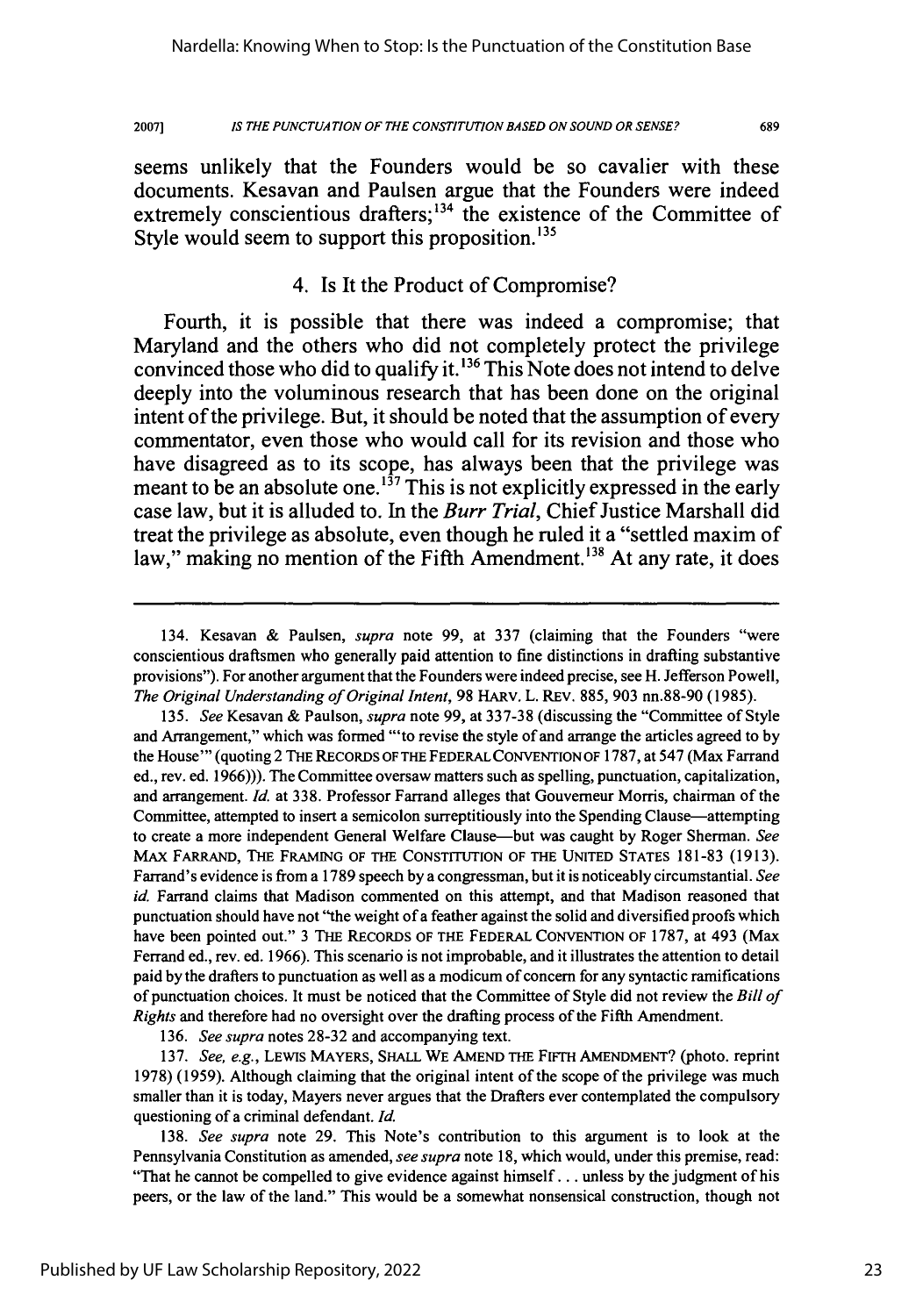seems unlikely that the Founders would be so cavalier with these documents. Kesavan and Paulsen argue that the Founders were indeed extremely conscientious drafters;[134] the existence of the Committee of Style would seem to support this proposition.[135]

### 4. Is It the Product of Compromise?

Fourth, it is possible that there was indeed a compromise; that Maryland and the others who did not completely protect the privilege convinced those who did to qualify it.[136] This Note does not intend to delve deeply into the voluminous research that has been done on the original intent of the privilege. But, it should be noted that the assumption of every commentator, even those who would call for its revision and those who have disagreed as to its scope, has always been that the privilege was meant to be an absolute one.[137] This is not explicitly expressed in the early case law, but it is alluded to. In the *Burr Trial*, Chief Justice Marshall did treat the privilege as absolute, even though he ruled it a "settled maxim of law," making no mention of the Fifth Amendment.[138] At any rate, it does

---

134. Kesavan & Paulsen, *supra* note 99, at 337 (claiming that the Founders "were conscientious draftsmen who generally paid attention to fine distinctions in drafting substantive provisions"). For another argument that the Founders were indeed precise, see H. Jefferson Powell, *The Original Understanding of Original Intent*, 98 HARV. L. REV. 885, 903 nn.88-90 (1985).

135. *See* Kesavan & Paulson, *supra* note 99, at 337-38 (discussing the "Committee of Style and Arrangement," which was formed "'to revise the style of and arrange the articles agreed to by the House'" (quoting 2 THE RECORDS OF THE FEDERAL CONVENTION OF 1787, at 547 (Max Farrand ed., rev. ed. 1966))). The Committee oversaw matters such as spelling, punctuation, capitalization, and arrangement. *Id.* at 338. Professor Farrand alleges that Gouverneur Morris, chairman of the Committee, attempted to insert a semicolon surreptitiously into the Spending Clause—attempting to create a more independent General Welfare Clause—but was caught by Roger Sherman. *See* MAX FARRAND, THE FRAMING OF THE CONSTITUTION OF THE UNITED STATES 181-83 (1913). Farrand's evidence is from a 1789 speech by a congressman, but it is noticeably circumstantial. *See id.* Farrand claims that Madison commented on this attempt, and that Madison reasoned that punctuation should have not "the weight of a feather against the solid and diversified proofs which have been pointed out." 3 THE RECORDS OF THE FEDERAL CONVENTION OF 1787, at 493 (Max Ferrand ed., rev. ed. 1966). This scenario is not improbable, and it illustrates the attention to detail paid by the drafters to punctuation as well as a modicum of concern for any syntactic ramifications of punctuation choices. It must be noticed that the Committee of Style did not review the *Bill of Rights* and therefore had no oversight over the drafting process of the Fifth Amendment.

136. *See supra* notes 28-32 and accompanying text.

137. *See, e.g.*, LEWIS MAYERS, SHALL WE AMEND THE FIFTH AMENDMENT? (photo. reprint 1978) (1959). Although claiming that the original intent of the scope of the privilege was much smaller than it is today, Mayers never argues that the Drafters ever contemplated the compulsory questioning of a criminal defendant. *Id.*

138. *See supra* note 29. This Note's contribution to this argument is to look at the Pennsylvania Constitution as amended, *see supra* note 18, which would, under this premise, read: "That he cannot be compelled to give evidence against himself . . . unless by the judgment of his peers, or the law of the land." This would be a somewhat nonsensical construction, though not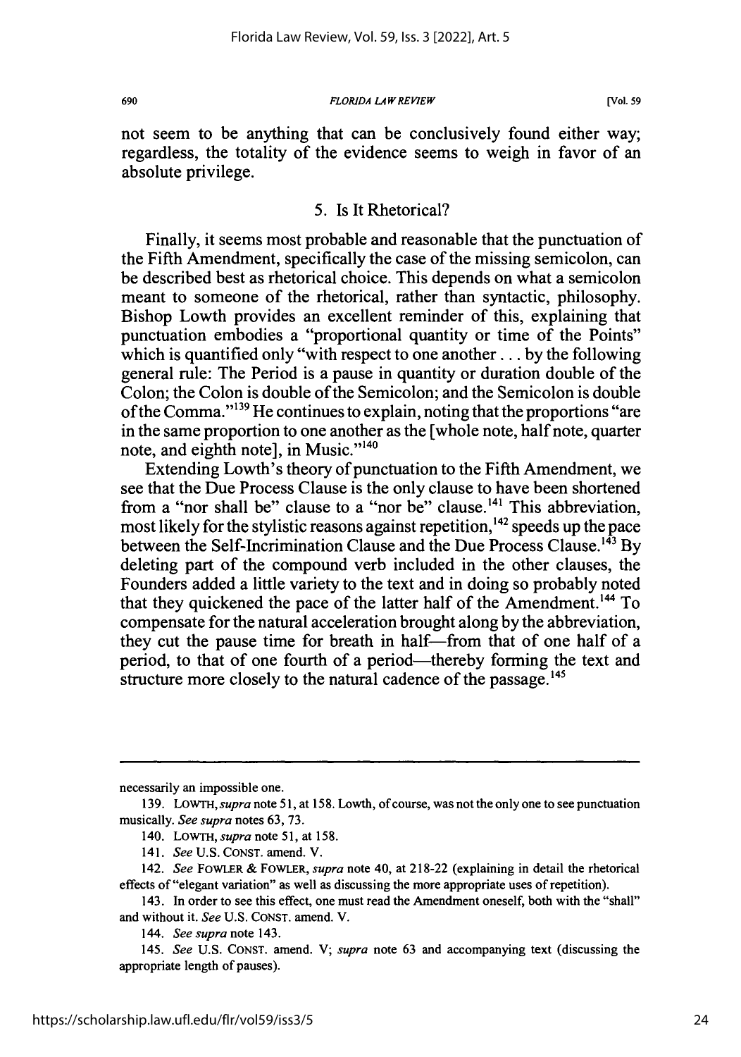not seem to be anything that can be conclusively found either way; regardless, the totality of the evidence seems to weigh in favor of an absolute privilege.

### 5. Is It Rhetorical?

Finally, it seems most probable and reasonable that the punctuation of the Fifth Amendment, specifically the case of the missing semicolon, can be described best as rhetorical choice. This depends on what a semicolon meant to someone of the rhetorical, rather than syntactic, philosophy. Bishop Lowth provides an excellent reminder of this, explaining that punctuation embodies a "proportional quantity or time of the Points" which is quantified only "with respect to one another . . . by the following general rule: The Period is a pause in quantity or duration double of the Colon; the Colon is double of the Semicolon; and the Semicolon is double of the Comma."[139] He continues to explain, noting that the proportions "are in the same proportion to one another as the [whole note, half note, quarter note, and eighth note], in Music."[140]

Extending Lowth's theory of punctuation to the Fifth Amendment, we see that the Due Process Clause is the only clause to have been shortened from a "nor shall be" clause to a "nor be" clause.[141] This abbreviation, most likely for the stylistic reasons against repetition,[142] speeds up the pace between the Self-Incrimination Clause and the Due Process Clause.[143] By deleting part of the compound verb included in the other clauses, the Founders added a little variety to the text and in doing so probably noted that they quickened the pace of the latter half of the Amendment.[144] To compensate for the natural acceleration brought along by the abbreviation, they cut the pause time for breath in half—from that of one half of a period, to that of one fourth of a period—thereby forming the text and structure more closely to the natural cadence of the passage.[145]

---

necessarily an impossible one.

139. LOWTH, *supra* note 51, at 158. Lowth, of course, was not the only one to see punctuation musically. *See supra* notes 63, 73.

140. LOWTH, *supra* note 51, at 158.

141. *See* U.S. CONST. amend. V.

142. *See* FOWLER & FOWLER, *supra* note 40, at 218-22 (explaining in detail the rhetorical effects of "elegant variation" as well as discussing the more appropriate uses of repetition).

143. In order to see this effect, one must read the Amendment oneself, both with the "shall" and without it. *See* U.S. CONST. amend. V.

144. *See supra* note 143.

145. *See* U.S. CONST. amend. V; *supra* note 63 and accompanying text (discussing the appropriate length of pauses).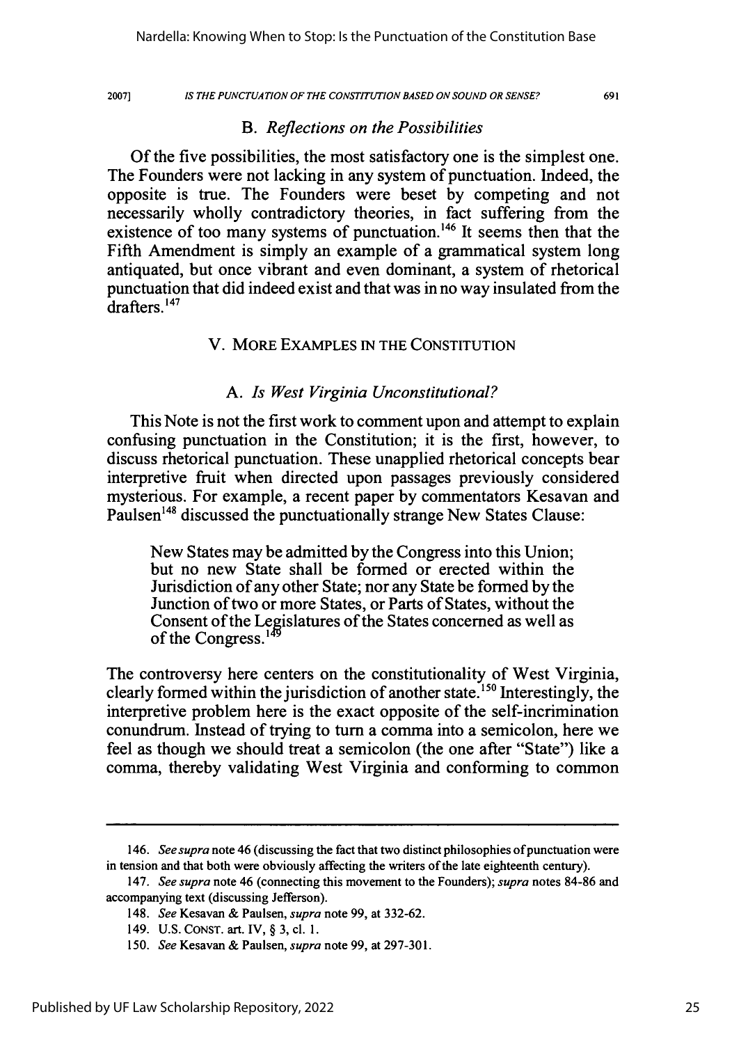### B. *Reflections on the Possibilities*

Of the five possibilities, the most satisfactory one is the simplest one. The Founders were not lacking in any system of punctuation. Indeed, the opposite is true. The Founders were beset by competing and not necessarily wholly contradictory theories, in fact suffering from the existence of too many systems of punctuation.[146] It seems then that the Fifth Amendment is simply an example of a grammatical system long antiquated, but once vibrant and even dominant, a system of rhetorical punctuation that did indeed exist and that was in no way insulated from the drafters.[147]

## V. MORE EXAMPLES IN THE CONSTITUTION

### A. *Is West Virginia Unconstitutional?*

This Note is not the first work to comment upon and attempt to explain confusing punctuation in the Constitution; it is the first, however, to discuss rhetorical punctuation. These unapplied rhetorical concepts bear interpretive fruit when directed upon passages previously considered mysterious. For example, a recent paper by commentators Kesavan and Paulsen[148] discussed the punctuationally strange New States Clause:

> New States may be admitted by the Congress into this Union; but no new State shall be formed or erected within the Jurisdiction of any other State; nor any State be formed by the Junction of two or more States, or Parts of States, without the Consent of the Legislatures of the States concerned as well as of the Congress.[149]

The controversy here centers on the constitutionality of West Virginia, clearly formed within the jurisdiction of another state.[150] Interestingly, the interpretive problem here is the exact opposite of the self-incrimination conundrum. Instead of trying to turn a comma into a semicolon, here we feel as though we should treat a semicolon (the one after "State") like a comma, thereby validating West Virginia and conforming to common

---

146. *See supra* note 46 (discussing the fact that two distinct philosophies of punctuation were in tension and that both were obviously affecting the writers of the late eighteenth century).

147. *See supra* note 46 (connecting this movement to the Founders); *supra* notes 84-86 and accompanying text (discussing Jefferson).

148. *See* Kesavan & Paulsen, *supra* note 99, at 332-62.

149. U.S. CONST. art. IV, § 3, cl. 1.

150. *See* Kesavan & Paulsen, *supra* note 99, at 297-301.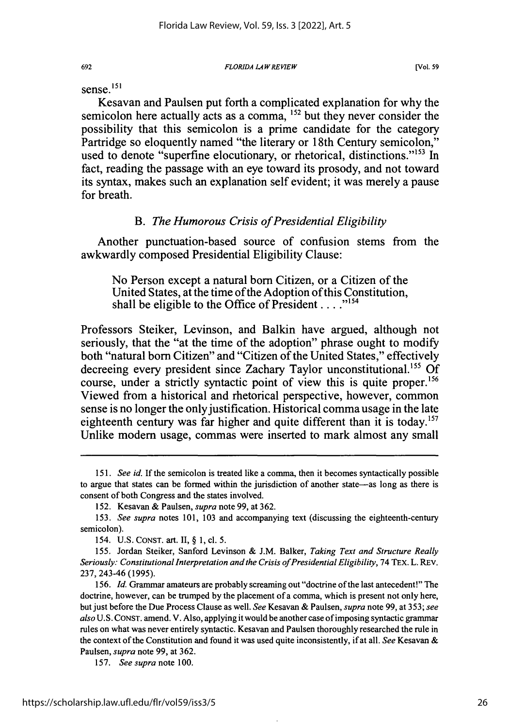sense.[151]

Kesavan and Paulsen put forth a complicated explanation for why the semicolon here actually acts as a comma, [152] but they never consider the possibility that this semicolon is a prime candidate for the category Partridge so eloquently named "the literary or 18th Century semicolon," used to denote "superfine elocutionary, or rhetorical, distinctions."[153] In fact, reading the passage with an eye toward its prosody, and not toward its syntax, makes such an explanation self evident; it was merely a pause for breath.

### B. *The Humorous Crisis of Presidential Eligibility*

Another punctuation-based source of confusion stems from the awkwardly composed Presidential Eligibility Clause:

> No Person except a natural born Citizen, or a Citizen of the United States, at the time of the Adoption of this Constitution, shall be eligible to the Office of President . . . ."[154]

Professors Steiker, Levinson, and Balkin have argued, although not seriously, that the "at the time of the adoption" phrase ought to modify both "natural born Citizen" and "Citizen of the United States," effectively decreeing every president since Zachary Taylor unconstitutional.[155] Of course, under a strictly syntactic point of view this is quite proper.[156] Viewed from a historical and rhetorical perspective, however, common sense is no longer the only justification. Historical comma usage in the late eighteenth century was far higher and quite different than it is today.[157] Unlike modern usage, commas were inserted to mark almost any small

---

151. *See id.* If the semicolon is treated like a comma, then it becomes syntactically possible to argue that states can be formed within the jurisdiction of another state—as long as there is consent of both Congress and the states involved.

152. Kesavan & Paulsen, *supra* note 99, at 362.

153. *See supra* notes 101, 103 and accompanying text (discussing the eighteenth-century semicolon).

154. U.S. CONST. art. II, § 1, cl. 5.

155. Jordan Steiker, Sanford Levinson & J.M. Balker, *Taking Text and Structure Really Seriously: Constitutional Interpretation and the Crisis of Presidential Eligibility*, 74 TEX. L. REV. 237, 243-46 (1995).

156. *Id.* Grammar amateurs are probably screaming out "doctrine of the last antecedent!" The doctrine, however, can be trumped by the placement of a comma, which is present not only here, but just before the Due Process Clause as well. *See* Kesavan & Paulsen, *supra* note 99, at 353; *see also* U.S. CONST. amend. V. Also, applying it would be another case of imposing syntactic grammar rules on what was never entirely syntactic. Kesavan and Paulsen thoroughly researched the rule in the context of the Constitution and found it was used quite inconsistently, if at all. *See* Kesavan & Paulsen, *supra* note 99, at 362.

157. *See supra* note 100.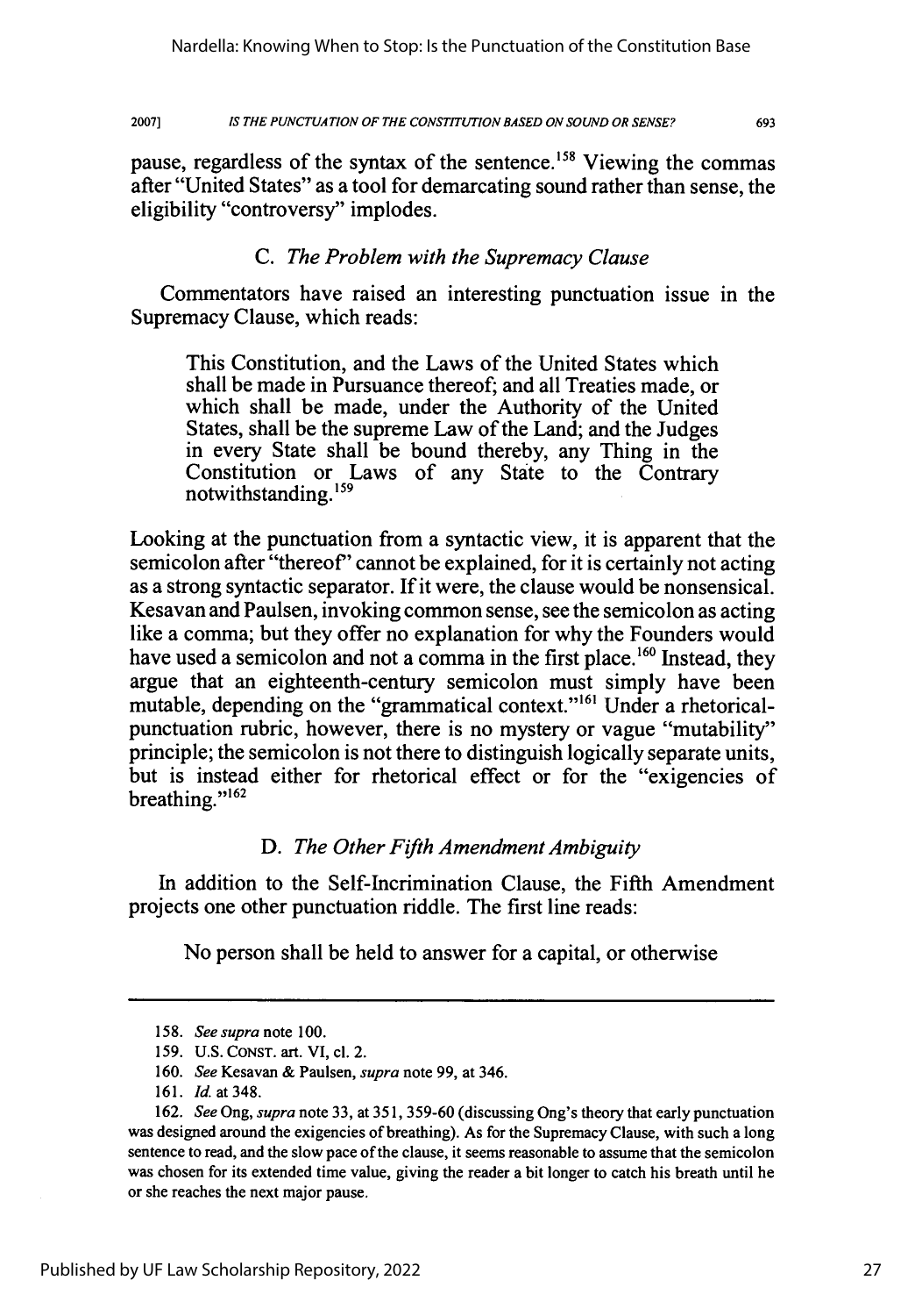pause, regardless of the syntax of the sentence.[158] Viewing the commas after "United States" as a tool for demarcating sound rather than sense, the eligibility "controversy" implodes.

### C. *The Problem with the Supremacy Clause*

Commentators have raised an interesting punctuation issue in the Supremacy Clause, which reads:

> This Constitution, and the Laws of the United States which shall be made in Pursuance thereof; and all Treaties made, or which shall be made, under the Authority of the United States, shall be the supreme Law of the Land; and the Judges in every State shall be bound thereby, any Thing in the Constitution or Laws of any State to the Contrary notwithstanding.[159]

Looking at the punctuation from a syntactic view, it is apparent that the semicolon after "thereof" cannot be explained, for it is certainly not acting as a strong syntactic separator. If it were, the clause would be nonsensical. Kesavan and Paulsen, invoking common sense, see the semicolon as acting like a comma; but they offer no explanation for why the Founders would have used a semicolon and not a comma in the first place.[160] Instead, they argue that an eighteenth-century semicolon must simply have been mutable, depending on the "grammatical context."[161] Under a rhetorical-punctuation rubric, however, there is no mystery or vague "mutability" principle; the semicolon is not there to distinguish logically separate units, but is instead either for rhetorical effect or for the "exigencies of breathing."[162]

### D. *The Other Fifth Amendment Ambiguity*

In addition to the Self-Incrimination Clause, the Fifth Amendment projects one other punctuation riddle. The first line reads:

> No person shall be held to answer for a capital, or otherwise

---

158. *See supra* note 100.

159. U.S. CONST. art. VI, cl. 2.

160. *See* Kesavan & Paulsen, *supra* note 99, at 346.

161. *Id.* at 348.

162. *See* Ong, *supra* note 33, at 351, 359-60 (discussing Ong's theory that early punctuation was designed around the exigencies of breathing). As for the Supremacy Clause, with such a long sentence to read, and the slow pace of the clause, it seems reasonable to assume that the semicolon was chosen for its extended time value, giving the reader a bit longer to catch his breath until he or she reaches the next major pause.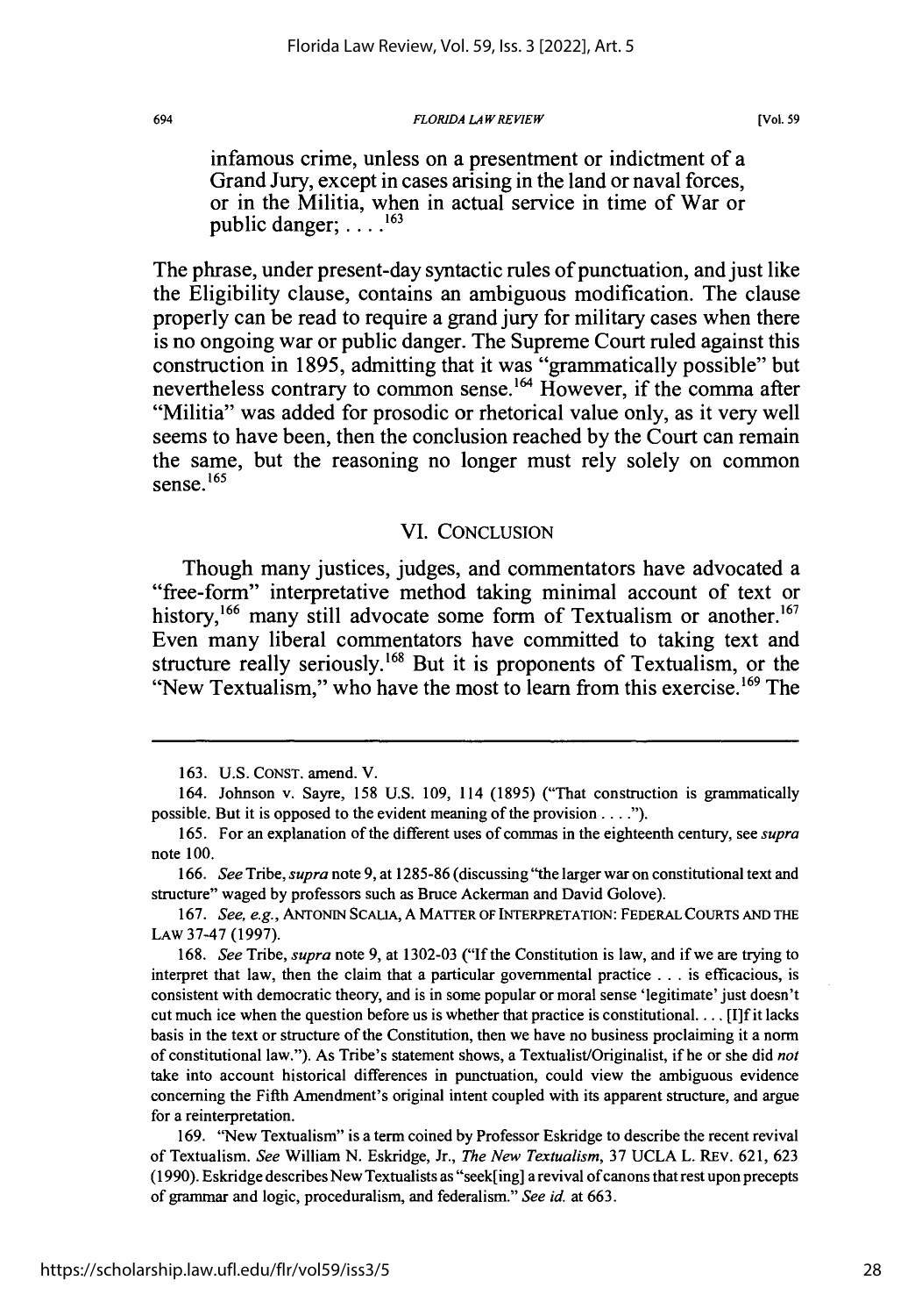> infamous crime, unless on a presentment or indictment of a Grand Jury, except in cases arising in the land or naval forces, or in the Militia, when in actual service in time of War or public danger; . . . .[163]

The phrase, under present-day syntactic rules of punctuation, and just like the Eligibility clause, contains an ambiguous modification. The clause properly can be read to require a grand jury for military cases when there is no ongoing war or public danger. The Supreme Court ruled against this construction in 1895, admitting that it was "grammatically possible" but nevertheless contrary to common sense.[164] However, if the comma after "Militia" was added for prosodic or rhetorical value only, as it very well seems to have been, then the conclusion reached by the Court can remain the same, but the reasoning no longer must rely solely on common sense.[165]

## VI. CONCLUSION

Though many justices, judges, and commentators have advocated a "free-form" interpretative method taking minimal account of text or history,[166] many still advocate some form of Textualism or another.[167] Even many liberal commentators have committed to taking text and structure really seriously.[168] But it is proponents of Textualism, or the "New Textualism," who have the most to learn from this exercise.[169] The

---

163. U.S. CONST. amend. V.

164. Johnson v. Sayre, 158 U.S. 109, 114 (1895) ("That construction is grammatically possible. But it is opposed to the evident meaning of the provision . . . .").

165. For an explanation of the different uses of commas in the eighteenth century, see *supra* note 100.

166. *See* Tribe, *supra* note 9, at 1285-86 (discussing "the larger war on constitutional text and structure" waged by professors such as Bruce Ackerman and David Golove).

167. *See, e.g.*, ANTONIN SCALIA, A MATTER OF INTERPRETATION: FEDERAL COURTS AND THE LAW 37-47 (1997).

168. *See* Tribe, *supra* note 9, at 1302-03 ("If the Constitution is law, and if we are trying to interpret that law, then the claim that a particular governmental practice . . . is efficacious, is consistent with democratic theory, and is in some popular or moral sense 'legitimate' just doesn't cut much ice when the question before us is whether that practice is constitutional. . . . [I]f it lacks basis in the text or structure of the Constitution, then we have no business proclaiming it a norm of constitutional law."). As Tribe's statement shows, a Textualist/Originalist, if he or she did *not* take into account historical differences in punctuation, could view the ambiguous evidence concerning the Fifth Amendment's original intent coupled with its apparent structure, and argue for a reinterpretation.

169. "New Textualism" is a term coined by Professor Eskridge to describe the recent revival of Textualism. *See* William N. Eskridge, Jr., *The New Textualism*, 37 UCLA L. REV. 621, 623 (1990). Eskridge describes New Textualists as "seek[ing] a revival of canons that rest upon precepts of grammar and logic, proceduralism, and federalism." *See id.* at 663.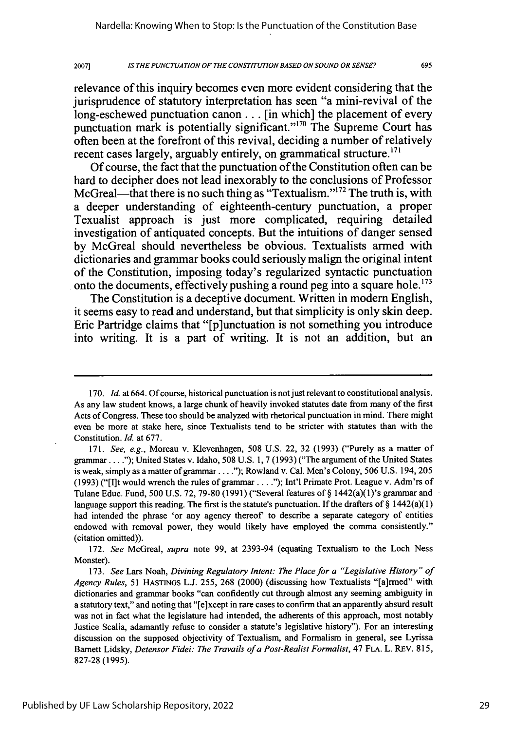relevance of this inquiry becomes even more evident considering that the jurisprudence of statutory interpretation has seen "a mini-revival of the long-eschewed punctuation canon . . . [in which] the placement of every punctuation mark is potentially significant."[170] The Supreme Court has often been at the forefront of this revival, deciding a number of relatively recent cases largely, arguably entirely, on grammatical structure.[171]

Of course, the fact that the punctuation of the Constitution often can be hard to decipher does not lead inexorably to the conclusions of Professor McGreal—that there is no such thing as "Textualism."[172] The truth is, with a deeper understanding of eighteenth-century punctuation, a proper Texualist approach is just more complicated, requiring detailed investigation of antiquated concepts. But the intuitions of danger sensed by McGreal should nevertheless be obvious. Textualists armed with dictionaries and grammar books could seriously malign the original intent of the Constitution, imposing today's regularized syntactic punctuation onto the documents, effectively pushing a round peg into a square hole.[173]

The Constitution is a deceptive document. Written in modern English, it seems easy to read and understand, but that simplicity is only skin deep. Eric Partridge claims that "[p]unctuation is not something you introduce into writing. It is a part of writing. It is not an addition, but an

---

170. *Id.* at 664. Of course, historical punctuation is not just relevant to constitutional analysis. As any law student knows, a large chunk of heavily invoked statutes date from many of the first Acts of Congress. These too should be analyzed with rhetorical punctuation in mind. There might even be more at stake here, since Textualists tend to be stricter with statutes than with the Constitution. *Id.* at 677.

171. *See, e.g.*, Moreau v. Klevenhagen, 508 U.S. 22, 32 (1993) ("Purely as a matter of grammar . . . ."); United States v. Idaho, 508 U.S. 1, 7 (1993) ("The argument of the United States is weak, simply as a matter of grammar . . . ."); Rowland v. Cal. Men's Colony, 506 U.S. 194, 205 (1993) ("[I]t would wrench the rules of grammar . . . ."); Int'l Primate Prot. League v. Adm'rs of Tulane Educ. Fund, 500 U.S. 72, 79-80 (1991) ("Several features of § 1442(a)(1)'s grammar and language support this reading. The first is the statute's punctuation. If the drafters of § 1442(a)(1) had intended the phrase 'or any agency thereof' to describe a separate category of entities endowed with removal power, they would likely have employed the comma consistently." (citation omitted)).

172. *See* McGreal, *supra* note 99, at 2393-94 (equating Textualism to the Loch Ness Monster).

173. *See* Lars Noah, *Divining Regulatory Intent: The Place for a "Legislative History" of Agency Rules*, 51 HASTINGS L.J. 255, 268 (2000) (discussing how Textualists "[a]rmed" with dictionaries and grammar books "can confidently cut through almost any seeming ambiguity in a statutory text," and noting that "[e]xcept in rare cases to confirm that an apparently absurd result was not in fact what the legislature had intended, the adherents of this approach, most notably Justice Scalia, adamantly refuse to consider a statute's legislative history"). For an interesting discussion on the supposed objectivity of Textualism, and Formalism in general, see Lyrissa Barnett Lidsky, *Detensor Fidei: The Travails of a Post-Realist Formalist*, 47 FLA. L. REV. 815, 827-28 (1995).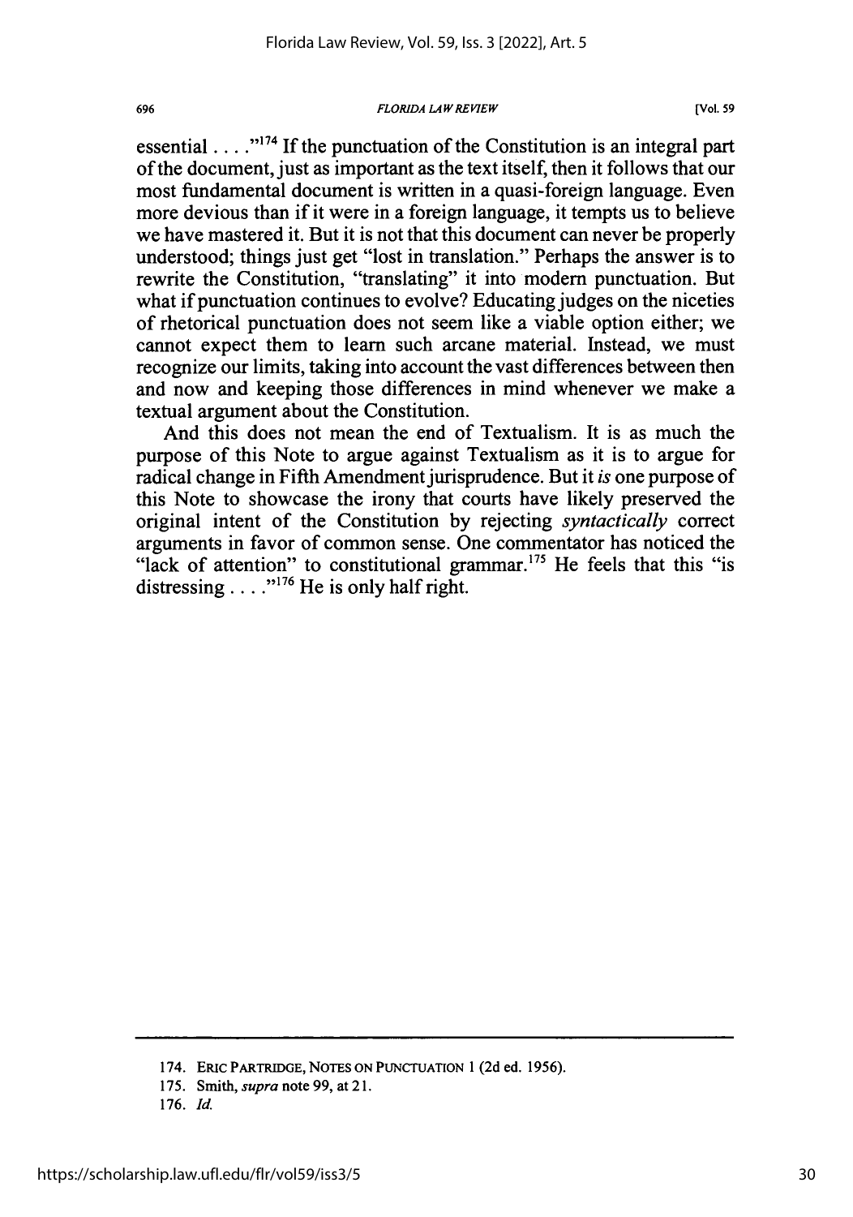essential . . . ."[174] If the punctuation of the Constitution is an integral part of the document, just as important as the text itself, then it follows that our most fundamental document is written in a quasi-foreign language. Even more devious than if it were in a foreign language, it tempts us to believe we have mastered it. But it is not that this document can never be properly understood; things just get "lost in translation." Perhaps the answer is to rewrite the Constitution, "translating" it into modern punctuation. But what if punctuation continues to evolve? Educating judges on the niceties of rhetorical punctuation does not seem like a viable option either; we cannot expect them to learn such arcane material. Instead, we must recognize our limits, taking into account the vast differences between then and now and keeping those differences in mind whenever we make a textual argument about the Constitution.

And this does not mean the end of Textualism. It is as much the purpose of this Note to argue against Textualism as it is to argue for radical change in Fifth Amendment jurisprudence. But it *is* one purpose of this Note to showcase the irony that courts have likely preserved the original intent of the Constitution by rejecting *syntactically* correct arguments in favor of common sense. One commentator has noticed the "lack of attention" to constitutional grammar.[175] He feels that this "is distressing . . . ."[176] He is only half right.

---

174. ERIC PARTRIDGE, NOTES ON PUNCTUATION 1 (2d ed. 1956).

175. Smith, *supra* note 99, at 21.

176. *Id.*